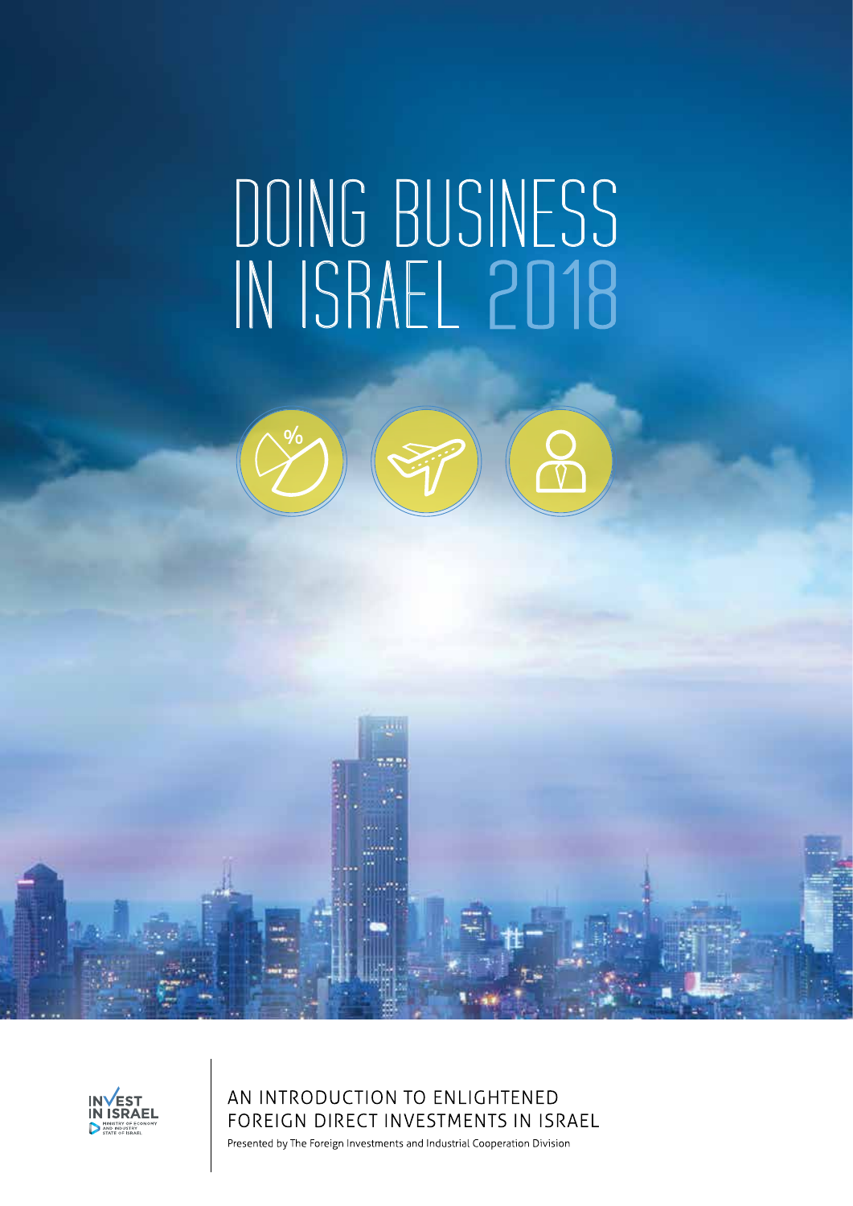# DOING BUSINESS IN ISRAEL 2018

INVEST IN ISRAEL

MINISTRY OF ECONOMY AND INDUSTRY

STATE OF ISRAEL

AN INTRODUCTION TO ENLIGHTENED FOREIGN DIRECT INVESTMENTS IN ISRAEL

Presented by The Foreign Investments and Industrial Cooperation Division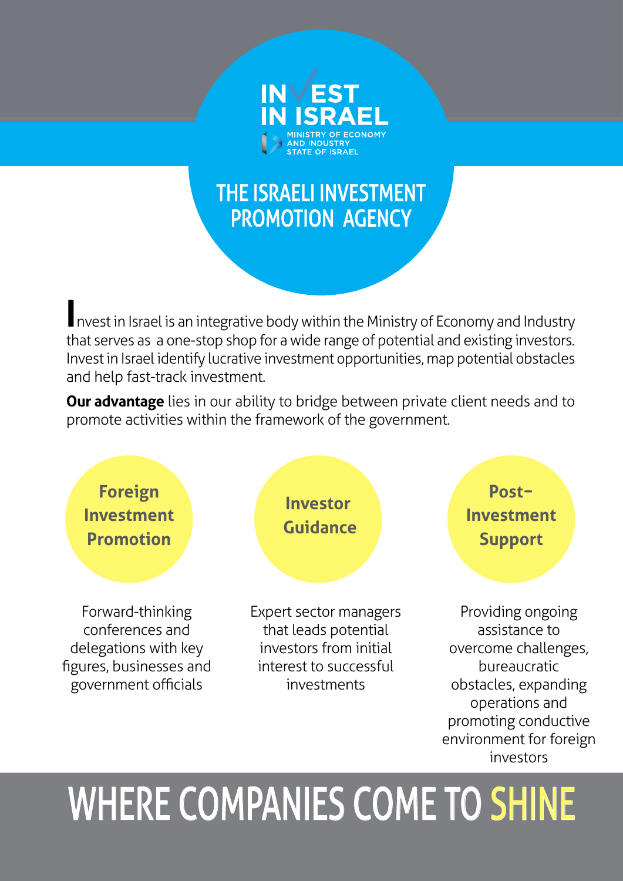INVEST IN ISRAEL

MINISTRY OF ECONOMY AND INDUSTRY
STATE OF ISRAEL

# THE ISRAELI INVESTMENT PROMOTION AGENCY

Invest in Israel is an integrative body within the Ministry of Economy and Industry that serves as a one-stop shop for a wide range of potential and existing investors. Invest in Israel identify lucrative investment opportunities, map potential obstacles and help fast-track investment.

**Our advantage** lies in our ability to bridge between private client needs and to promote activities within the framework of the government.

### Foreign Investment Promotion

Forward-thinking conferences and delegations with key figures, businesses and government officials

### Investor Guidance

Expert sector managers that leads potential investors from initial interest to successful investments

### Post-Investment Support

Providing ongoing assistance to overcome challenges, bureaucratic obstacles, expanding operations and promoting conductive environment for foreign investors

# WHERE COMPANIES COME TO SHINE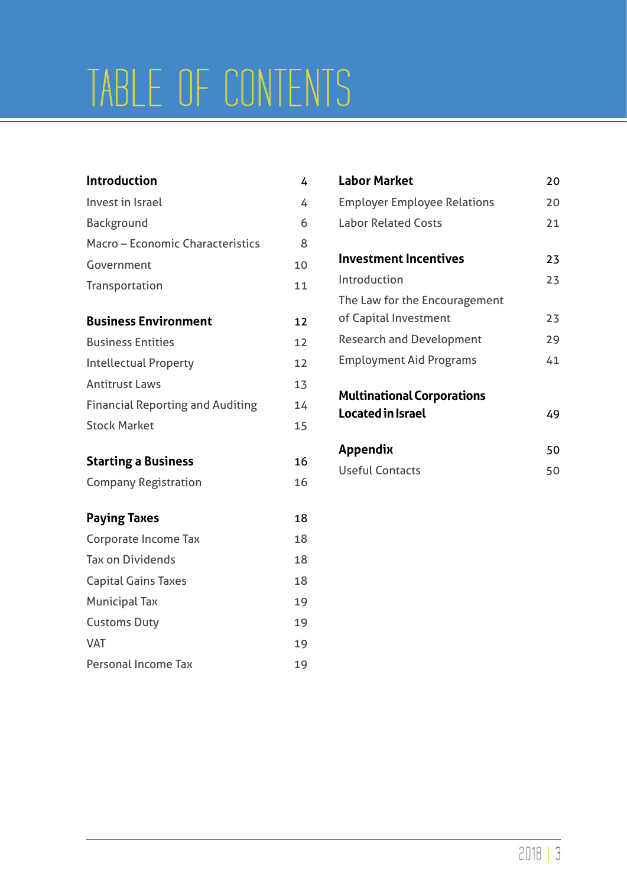# TABLE OF CONTENTS

**Introduction** 4

- Invest in Israel 4
- Background 6
- Macro – Economic Characteristics 8
- Government 10
- Transportation 11

**Business Environment** 12

- Business Entities 12
- Intellectual Property 12
- Antitrust Laws 13
- Financial Reporting and Auditing 14
- Stock Market 15

**Starting a Business** 16

- Company Registration 16

**Paying Taxes** 18

- Corporate Income Tax 18
- Tax on Dividends 18
- Capital Gains Taxes 18
- Municipal Tax 19
- Customs Duty 19
- VAT 19
- Personal Income Tax 19

**Labor Market** 20

- Employer Employee Relations 20
- Labor Related Costs 21

**Investment Incentives** 23

- Introduction 23
- The Law for the Encouragement of Capital Investment 23
- Research and Development 29
- Employment Aid Programs 41

**Multinational Corporations Located in Israel** 49

**Appendix** 50

- Useful Contacts 50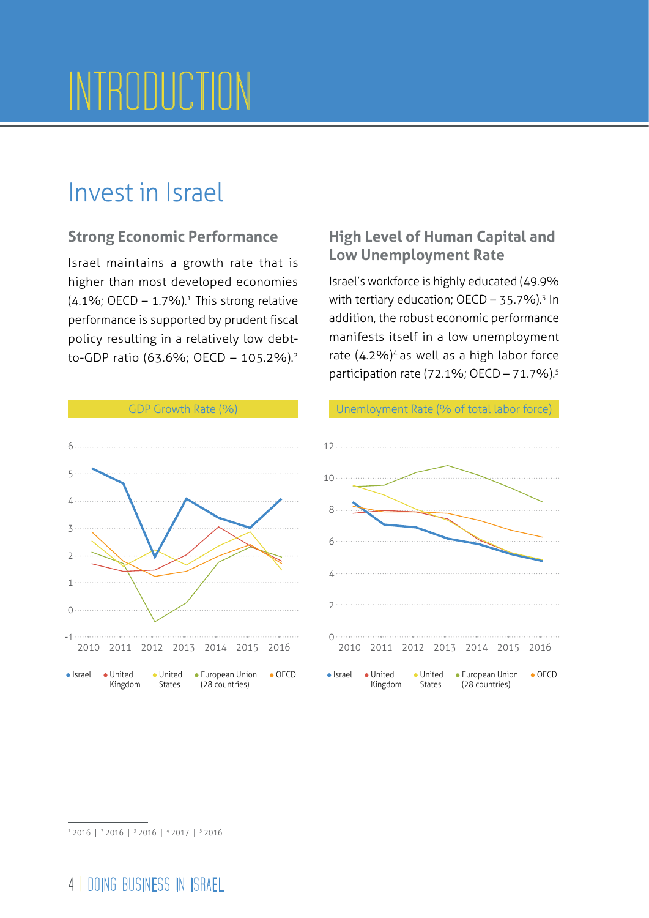# INTRODUCTION

## Invest in Israel

### Strong Economic Performance

Israel maintains a growth rate that is higher than most developed economies (4.1%; OECD – 1.7%).[1] This strong relative performance is supported by prudent fiscal policy resulting in a relatively low debt-to-GDP ratio (63.6%; OECD – 105.2%).[2]

### High Level of Human Capital and Low Unemployment Rate

Israel's workforce is highly educated (49.9% with tertiary education; OECD – 35.7%).[3] In addition, the robust economic performance manifests itself in a low unemployment rate (4.2%)[4] as well as a high labor force participation rate (72.1%; OECD – 71.7%).[5]

GDP Growth Rate (%)

Israel • United Kingdom • United States • European Union (28 countries) • OECD

Unemloyment Rate (% of total labor force)

Israel • United Kingdom • United States • European Union (28 countries) • OECD

[1] 2016 | [2] 2016 | [3] 2016 | [4] 2017 | [5] 2016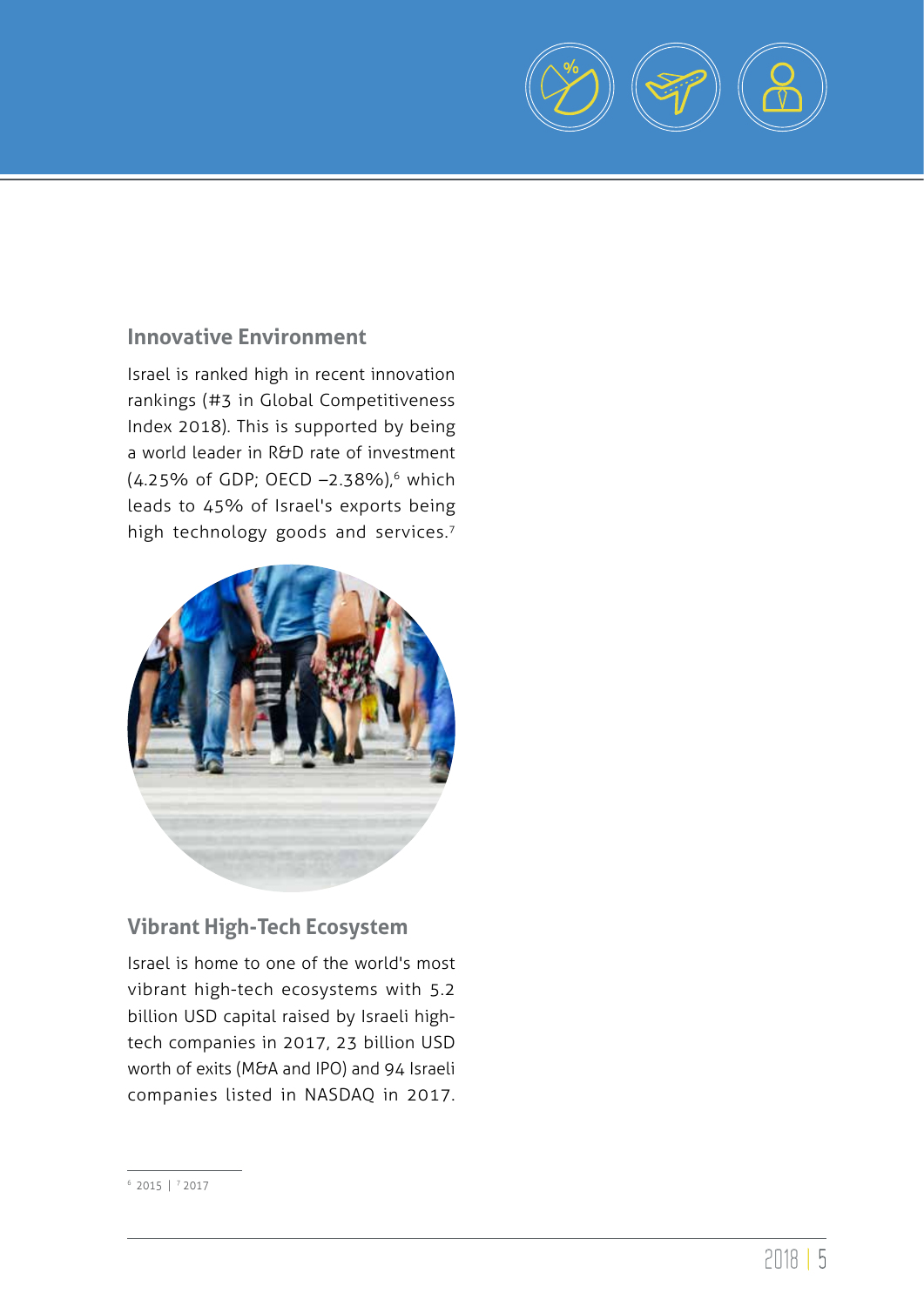## Innovative Environment

Israel is ranked high in recent innovation rankings (#3 in Global Competitiveness Index 2018). This is supported by being a world leader in R&D rate of investment (4.25% of GDP; OECD –2.38%),[6] which leads to 45% of Israel's exports being high technology goods and services.[7]

## Vibrant High-Tech Ecosystem

Israel is home to one of the world's most vibrant high-tech ecosystems with 5.2 billion USD capital raised by Israeli high-tech companies in 2017, 23 billion USD worth of exits (M&A and IPO) and 94 Israeli companies listed in NASDAQ in 2017.

---

[6] 2015 | [7] 2017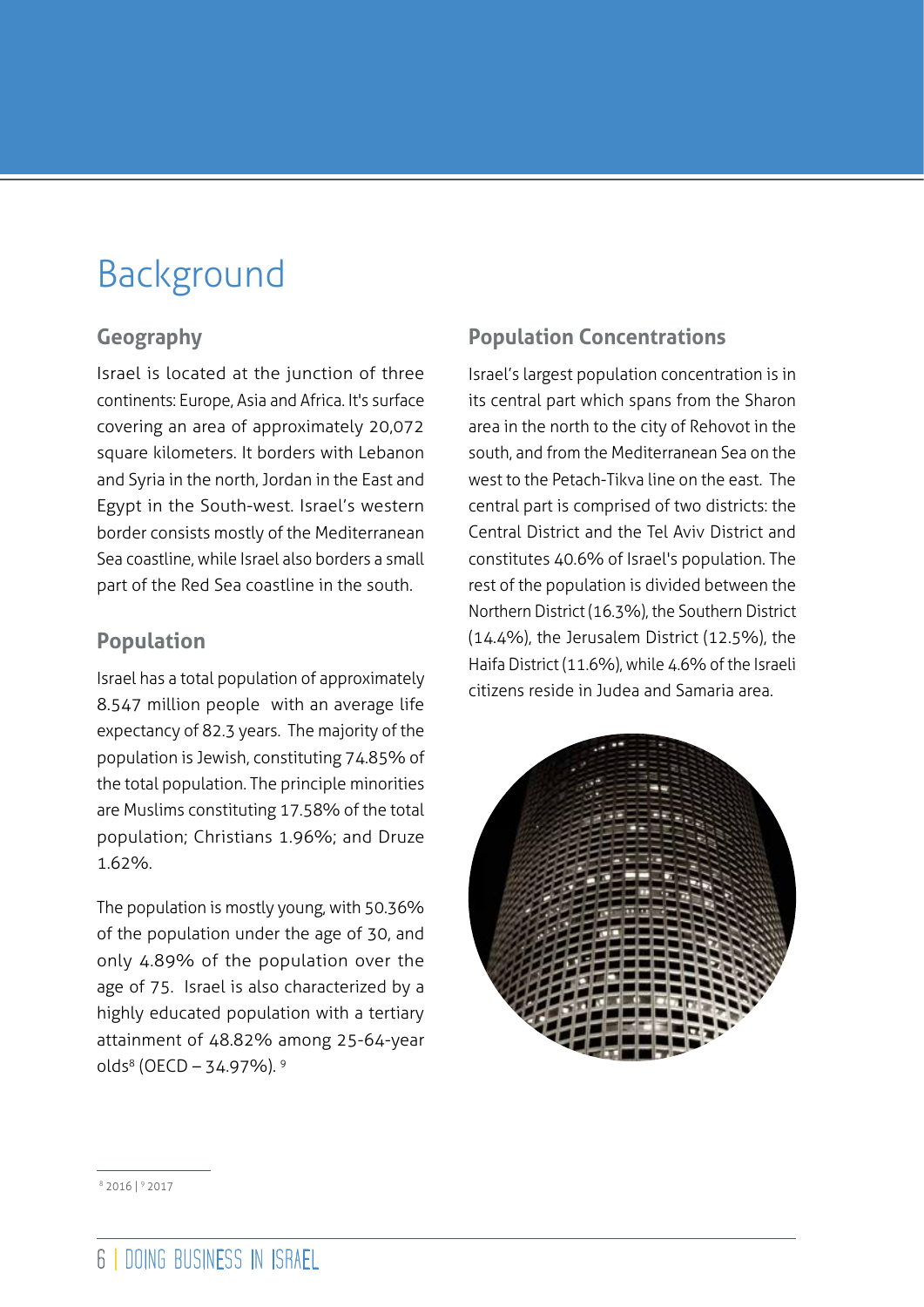# Background

## Geography

Israel is located at the junction of three continents: Europe, Asia and Africa. It's surface covering an area of approximately 20,072 square kilometers. It borders with Lebanon and Syria in the north, Jordan in the East and Egypt in the South-west. Israel's western border consists mostly of the Mediterranean Sea coastline, while Israel also borders a small part of the Red Sea coastline in the south.

## Population

Israel has a total population of approximately 8.547 million people with an average life expectancy of 82.3 years. The majority of the population is Jewish, constituting 74.85% of the total population. The principle minorities are Muslims constituting 17.58% of the total population; Christians 1.96%; and Druze 1.62%.

The population is mostly young, with 50.36% of the population under the age of 30, and only 4.89% of the population over the age of 75. Israel is also characterized by a highly educated population with a tertiary attainment of 48.82% among 25-64-year olds[8] (OECD – 34.97%). [9]

## Population Concentrations

Israel's largest population concentration is in its central part which spans from the Sharon area in the north to the city of Rehovot in the south, and from the Mediterranean Sea on the west to the Petach-Tikva line on the east. The central part is comprised of two districts: the Central District and the Tel Aviv District and constitutes 40.6% of Israel's population. The rest of the population is divided between the Northern District (16.3%), the Southern District (14.4%), the Jerusalem District (12.5%), the Haifa District (11.6%), while 4.6% of the Israeli citizens reside in Judea and Samaria area.

[8] 2016 | [9] 2017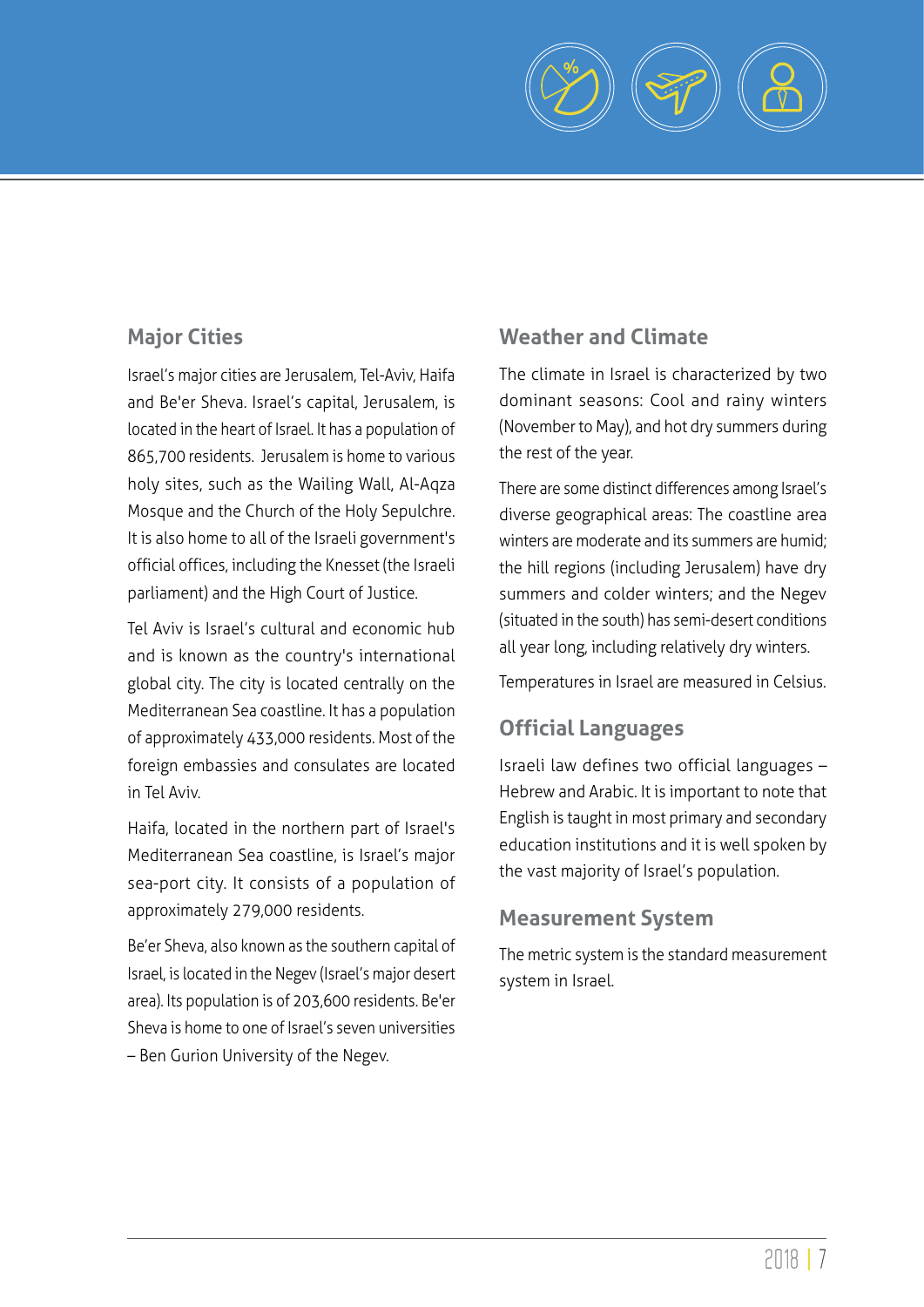## Major Cities

Israel's major cities are Jerusalem, Tel-Aviv, Haifa and Be'er Sheva. Israel's capital, Jerusalem, is located in the heart of Israel. It has a population of 865,700 residents. Jerusalem is home to various holy sites, such as the Wailing Wall, Al-Aqza Mosque and the Church of the Holy Sepulchre. It is also home to all of the Israeli government's official offices, including the Knesset (the Israeli parliament) and the High Court of Justice.

Tel Aviv is Israel's cultural and economic hub and is known as the country's international global city. The city is located centrally on the Mediterranean Sea coastline. It has a population of approximately 433,000 residents. Most of the foreign embassies and consulates are located in Tel Aviv.

Haifa, located in the northern part of Israel's Mediterranean Sea coastline, is Israel's major sea-port city. It consists of a population of approximately 279,000 residents.

Be'er Sheva, also known as the southern capital of Israel, is located in the Negev (Israel's major desert area). Its population is of 203,600 residents. Be'er Sheva is home to one of Israel's seven universities – Ben Gurion University of the Negev.

## Weather and Climate

The climate in Israel is characterized by two dominant seasons: Cool and rainy winters (November to May), and hot dry summers during the rest of the year.

There are some distinct differences among Israel's diverse geographical areas: The coastline area winters are moderate and its summers are humid; the hill regions (including Jerusalem) have dry summers and colder winters; and the Negev (situated in the south) has semi-desert conditions all year long, including relatively dry winters.

Temperatures in Israel are measured in Celsius.

## Official Languages

Israeli law defines two official languages – Hebrew and Arabic. It is important to note that English is taught in most primary and secondary education institutions and it is well spoken by the vast majority of Israel's population.

## Measurement System

The metric system is the standard measurement system in Israel.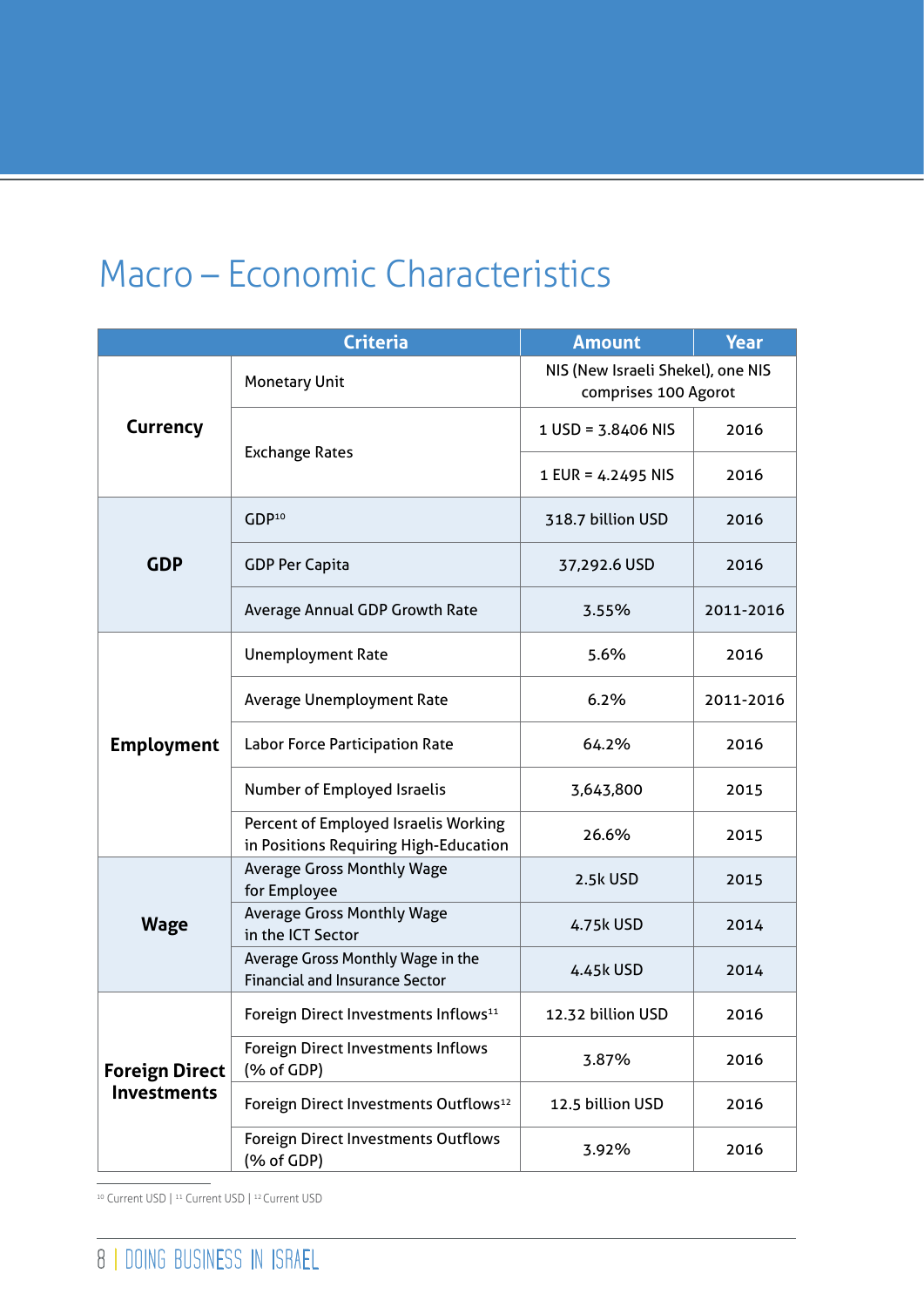# Macro – Economic Characteristics

| Criteria | | Amount | Year |
|---|---|---|---|
| **Currency** | Monetary Unit | NIS (New Israeli Shekel), one NIS comprises 100 Agorot | |
| | Exchange Rates | 1 USD = 3.8406 NIS | 2016 |
| | | 1 EUR = 4.2495 NIS | 2016 |
| **GDP** | GDP[10] | 318.7 billion USD | 2016 |
| | GDP Per Capita | 37,292.6 USD | 2016 |
| | Average Annual GDP Growth Rate | 3.55% | 2011-2016 |
| **Employment** | Unemployment Rate | 5.6% | 2016 |
| | Average Unemployment Rate | 6.2% | 2011-2016 |
| | Labor Force Participation Rate | 64.2% | 2016 |
| | Number of Employed Israelis | 3,643,800 | 2015 |
| | Percent of Employed Israelis Working in Positions Requiring High-Education | 26.6% | 2015 |
| **Wage** | Average Gross Monthly Wage for Employee | 2.5k USD | 2015 |
| | Average Gross Monthly Wage in the ICT Sector | 4.75k USD | 2014 |
| | Average Gross Monthly Wage in the Financial and Insurance Sector | 4.45k USD | 2014 |
| **Foreign Direct Investments** | Foreign Direct Investments Inflows[11] | 12.32 billion USD | 2016 |
| | Foreign Direct Investments Inflows (% of GDP) | 3.87% | 2016 |
| | Foreign Direct Investments Outflows[12] | 12.5 billion USD | 2016 |
| | Foreign Direct Investments Outflows (% of GDP) | 3.92% | 2016 |

[10] Current USD | [11] Current USD | [12] Current USD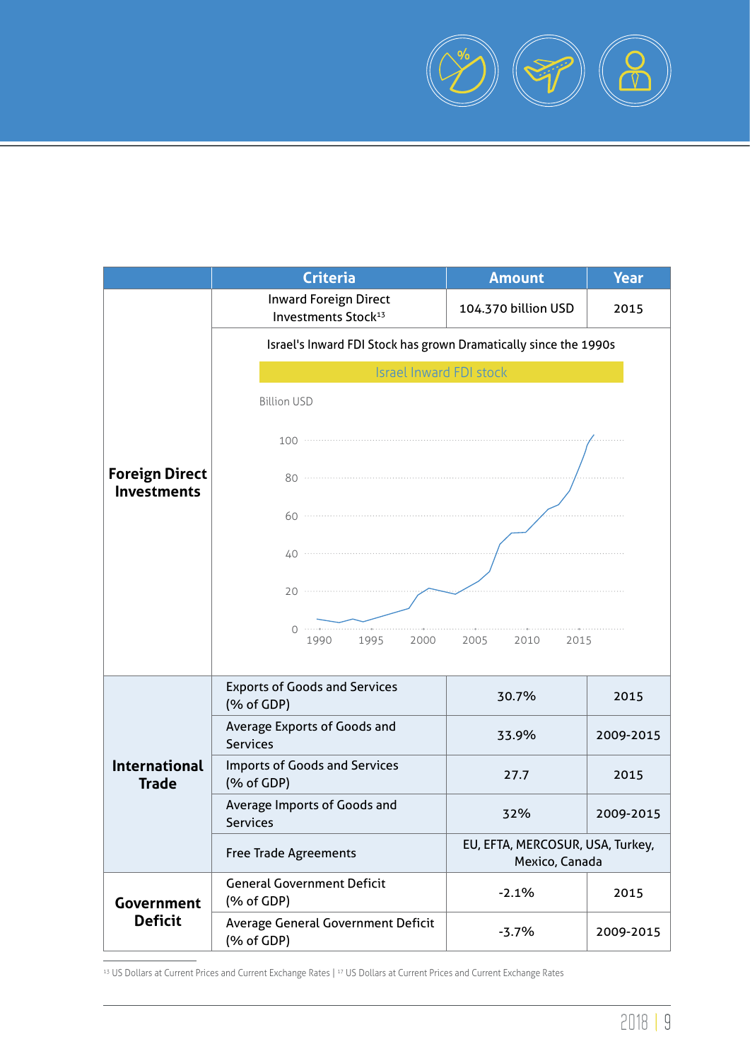| | Criteria | Amount | Year |
|---|---|---|---|
| **Foreign Direct Investments** | Inward Foreign Direct Investments Stock[13] | 104.370 billion USD | 2015 |
| | Israel's Inward FDI Stock has grown Dramatically since the 1990s | | |
| **International Trade** | Exports of Goods and Services (% of GDP) | 30.7% | 2015 |
| | Average Exports of Goods and Services | 33.9% | 2009-2015 |
| | Imports of Goods and Services (% of GDP) | 27.7 | 2015 |
| | Average Imports of Goods and Services | 32% | 2009-2015 |
| | Free Trade Agreements | EU, EFTA, MERCOSUR, USA, Turkey, Mexico, Canada | |
| **Government Deficit** | General Government Deficit (% of GDP) | -2.1% | 2015 |
| | Average General Government Deficit (% of GDP) | -3.7% | 2009-2015 |

Israel Inward FDI stock

Billion USD

[13] US Dollars at Current Prices and Current Exchange Rates | [17] US Dollars at Current Prices and Current Exchange Rates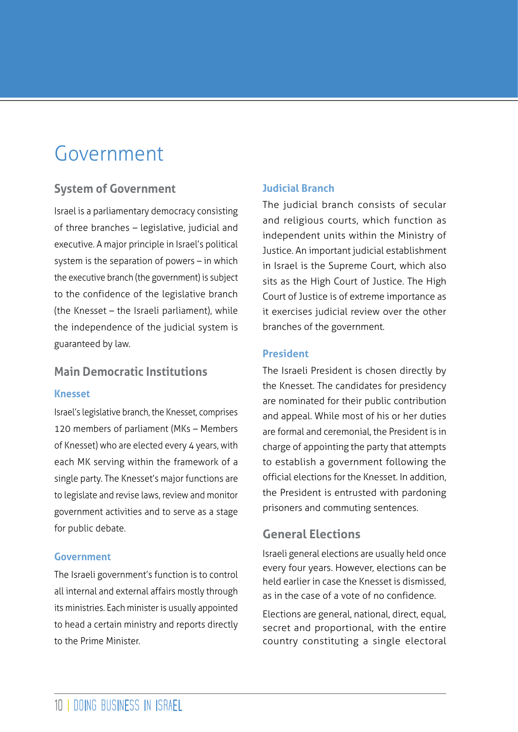# Government

## System of Government

Israel is a parliamentary democracy consisting of three branches – legislative, judicial and executive. A major principle in Israel's political system is the separation of powers – in which the executive branch (the government) is subject to the confidence of the legislative branch (the Knesset – the Israeli parliament), while the independence of the judicial system is guaranteed by law.

## Main Democratic Institutions

### Knesset

Israel's legislative branch, the Knesset, comprises 120 members of parliament (MKs – Members of Knesset) who are elected every 4 years, with each MK serving within the framework of a single party. The Knesset's major functions are to legislate and revise laws, review and monitor government activities and to serve as a stage for public debate.

### Government

The Israeli government's function is to control all internal and external affairs mostly through its ministries. Each minister is usually appointed to head a certain ministry and reports directly to the Prime Minister.

### Judicial Branch

The judicial branch consists of secular and religious courts, which function as independent units within the Ministry of Justice. An important judicial establishment in Israel is the Supreme Court, which also sits as the High Court of Justice. The High Court of Justice is of extreme importance as it exercises judicial review over the other branches of the government.

### President

The Israeli President is chosen directly by the Knesset. The candidates for presidency are nominated for their public contribution and appeal. While most of his or her duties are formal and ceremonial, the President is in charge of appointing the party that attempts to establish a government following the official elections for the Knesset. In addition, the President is entrusted with pardoning prisoners and commuting sentences.

## General Elections

Israeli general elections are usually held once every four years. However, elections can be held earlier in case the Knesset is dismissed, as in the case of a vote of no confidence.

Elections are general, national, direct, equal, secret and proportional, with the entire country constituting a single electoral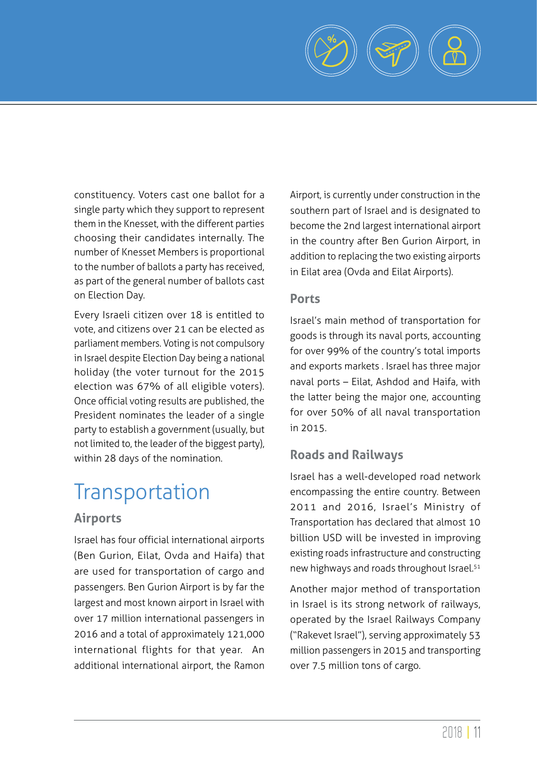constituency. Voters cast one ballot for a single party which they support to represent them in the Knesset, with the different parties choosing their candidates internally. The number of Knesset Members is proportional to the number of ballots a party has received, as part of the general number of ballots cast on Election Day.

Every Israeli citizen over 18 is entitled to vote, and citizens over 21 can be elected as parliament members. Voting is not compulsory in Israel despite Election Day being a national holiday (the voter turnout for the 2015 election was 67% of all eligible voters). Once official voting results are published, the President nominates the leader of a single party to establish a government (usually, but not limited to, the leader of the biggest party), within 28 days of the nomination.

# Transportation

## Airports

Israel has four official international airports (Ben Gurion, Eilat, Ovda and Haifa) that are used for transportation of cargo and passengers. Ben Gurion Airport is by far the largest and most known airport in Israel with over 17 million international passengers in 2016 and a total of approximately 121,000 international flights for that year. An additional international airport, the Ramon Airport, is currently under construction in the southern part of Israel and is designated to become the 2nd largest international airport in the country after Ben Gurion Airport, in addition to replacing the two existing airports in Eilat area (Ovda and Eilat Airports).

## Ports

Israel's main method of transportation for goods is through its naval ports, accounting for over 99% of the country's total imports and exports markets . Israel has three major naval ports – Eilat, Ashdod and Haifa, with the latter being the major one, accounting for over 50% of all naval transportation in 2015.

## Roads and Railways

Israel has a well-developed road network encompassing the entire country. Between 2011 and 2016, Israel's Ministry of Transportation has declared that almost 10 billion USD will be invested in improving existing roads infrastructure and constructing new highways and roads throughout Israel.[51]

Another major method of transportation in Israel is its strong network of railways, operated by the Israel Railways Company ("Rakevet Israel"), serving approximately 53 million passengers in 2015 and transporting over 7.5 million tons of cargo.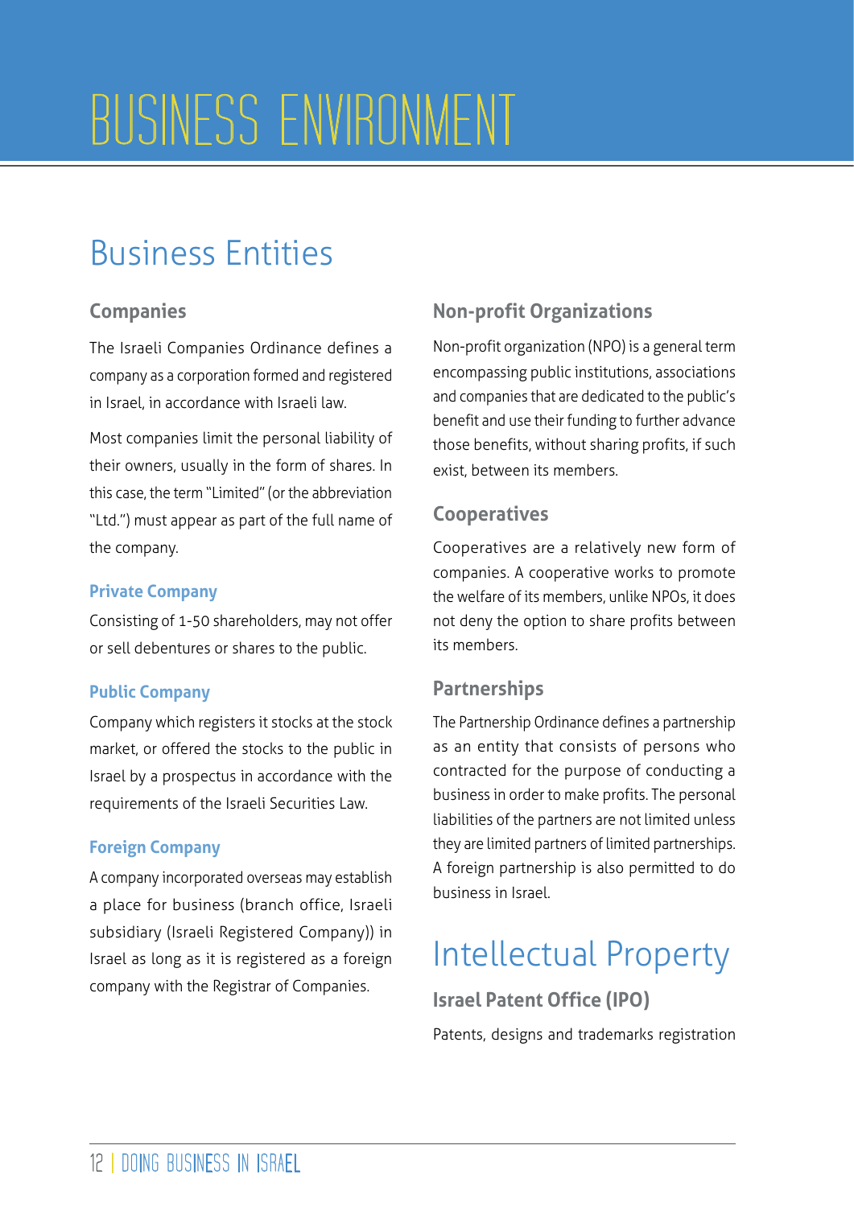# BUSINESS ENVIRONMENT

## Business Entities

### Companies

The Israeli Companies Ordinance defines a company as a corporation formed and registered in Israel, in accordance with Israeli law.

Most companies limit the personal liability of their owners, usually in the form of shares. In this case, the term "Limited" (or the abbreviation "Ltd.") must appear as part of the full name of the company.

#### Private Company

Consisting of 1-50 shareholders, may not offer or sell debentures or shares to the public.

#### Public Company

Company which registers it stocks at the stock market, or offered the stocks to the public in Israel by a prospectus in accordance with the requirements of the Israeli Securities Law.

#### Foreign Company

A company incorporated overseas may establish a place for business (branch office, Israeli subsidiary (Israeli Registered Company)) in Israel as long as it is registered as a foreign company with the Registrar of Companies.

### Non-profit Organizations

Non-profit organization (NPO) is a general term encompassing public institutions, associations and companies that are dedicated to the public's benefit and use their funding to further advance those benefits, without sharing profits, if such exist, between its members.

### Cooperatives

Cooperatives are a relatively new form of companies. A cooperative works to promote the welfare of its members, unlike NPOs, it does not deny the option to share profits between its members.

### Partnerships

The Partnership Ordinance defines a partnership as an entity that consists of persons who contracted for the purpose of conducting a business in order to make profits. The personal liabilities of the partners are not limited unless they are limited partners of limited partnerships. A foreign partnership is also permitted to do business in Israel.

## Intellectual Property

### Israel Patent Office (IPO)

Patents, designs and trademarks registration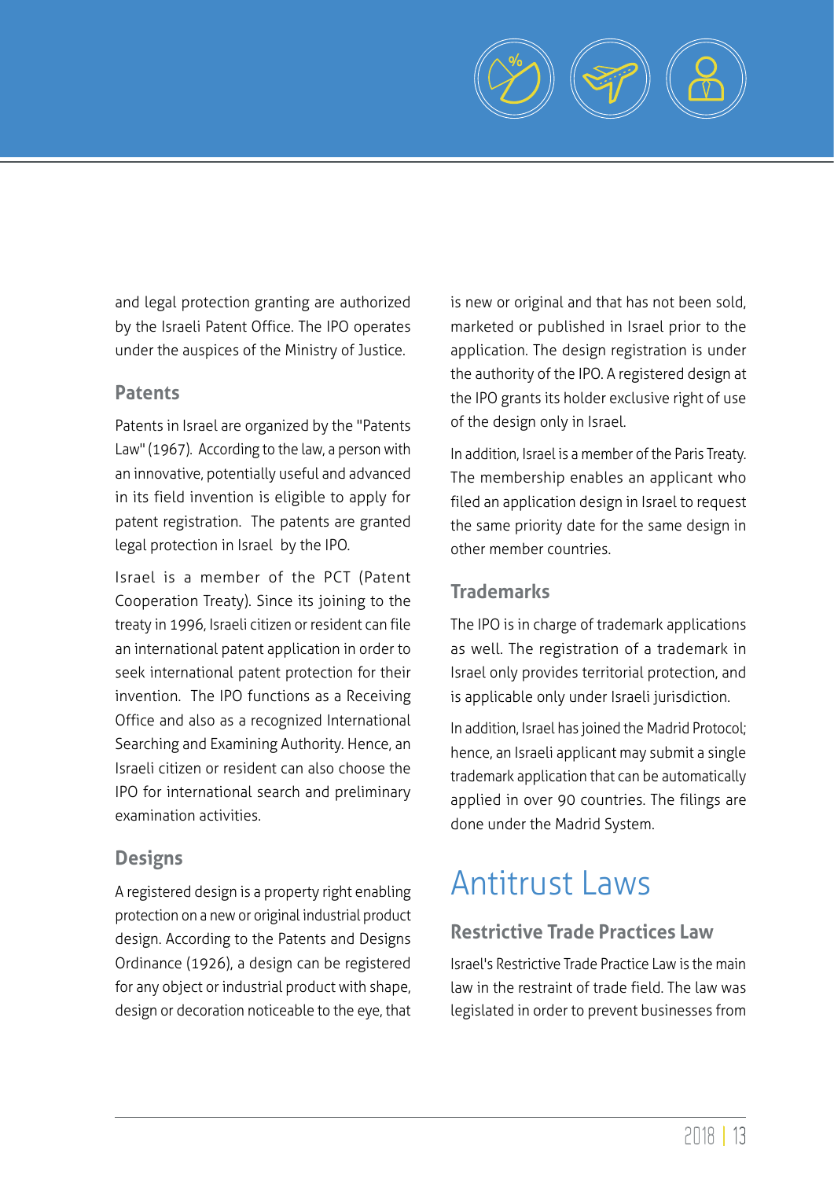and legal protection granting are authorized by the Israeli Patent Office. The IPO operates under the auspices of the Ministry of Justice.

### Patents

Patents in Israel are organized by the "Patents Law" (1967). According to the law, a person with an innovative, potentially useful and advanced in its field invention is eligible to apply for patent registration. The patents are granted legal protection in Israel by the IPO.

Israel is a member of the PCT (Patent Cooperation Treaty). Since its joining to the treaty in 1996, Israeli citizen or resident can file an international patent application in order to seek international patent protection for their invention. The IPO functions as a Receiving Office and also as a recognized International Searching and Examining Authority. Hence, an Israeli citizen or resident can also choose the IPO for international search and preliminary examination activities.

### Designs

A registered design is a property right enabling protection on a new or original industrial product design. According to the Patents and Designs Ordinance (1926), a design can be registered for any object or industrial product with shape, design or decoration noticeable to the eye, that is new or original and that has not been sold, marketed or published in Israel prior to the application. The design registration is under the authority of the IPO. A registered design at the IPO grants its holder exclusive right of use of the design only in Israel.

In addition, Israel is a member of the Paris Treaty. The membership enables an applicant who filed an application design in Israel to request the same priority date for the same design in other member countries.

### Trademarks

The IPO is in charge of trademark applications as well. The registration of a trademark in Israel only provides territorial protection, and is applicable only under Israeli jurisdiction.

In addition, Israel has joined the Madrid Protocol; hence, an Israeli applicant may submit a single trademark application that can be automatically applied in over 90 countries. The filings are done under the Madrid System.

# Antitrust Laws

### Restrictive Trade Practices Law

Israel's Restrictive Trade Practice Law is the main law in the restraint of trade field. The law was legislated in order to prevent businesses from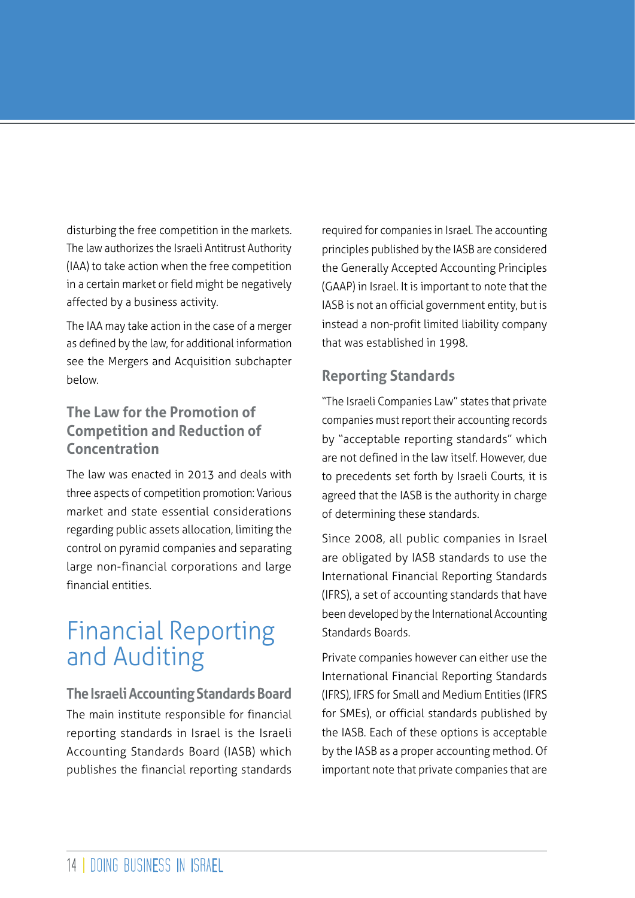disturbing the free competition in the markets. The law authorizes the Israeli Antitrust Authority (IAA) to take action when the free competition in a certain market or field might be negatively affected by a business activity.

The IAA may take action in the case of a merger as defined by the law, for additional information see the Mergers and Acquisition subchapter below.

### The Law for the Promotion of Competition and Reduction of Concentration

The law was enacted in 2013 and deals with three aspects of competition promotion: Various market and state essential considerations regarding public assets allocation, limiting the control on pyramid companies and separating large non-financial corporations and large financial entities.

## Financial Reporting and Auditing

### The Israeli Accounting Standards Board

The main institute responsible for financial reporting standards in Israel is the Israeli Accounting Standards Board (IASB) which publishes the financial reporting standards required for companies in Israel. The accounting principles published by the IASB are considered the Generally Accepted Accounting Principles (GAAP) in Israel. It is important to note that the IASB is not an official government entity, but is instead a non-profit limited liability company that was established in 1998.

### Reporting Standards

"The Israeli Companies Law" states that private companies must report their accounting records by "acceptable reporting standards" which are not defined in the law itself. However, due to precedents set forth by Israeli Courts, it is agreed that the IASB is the authority in charge of determining these standards.

Since 2008, all public companies in Israel are obligated by IASB standards to use the International Financial Reporting Standards (IFRS), a set of accounting standards that have been developed by the International Accounting Standards Boards.

Private companies however can either use the International Financial Reporting Standards (IFRS), IFRS for Small and Medium Entities (IFRS for SMEs), or official standards published by the IASB. Each of these options is acceptable by the IASB as a proper accounting method. Of important note that private companies that are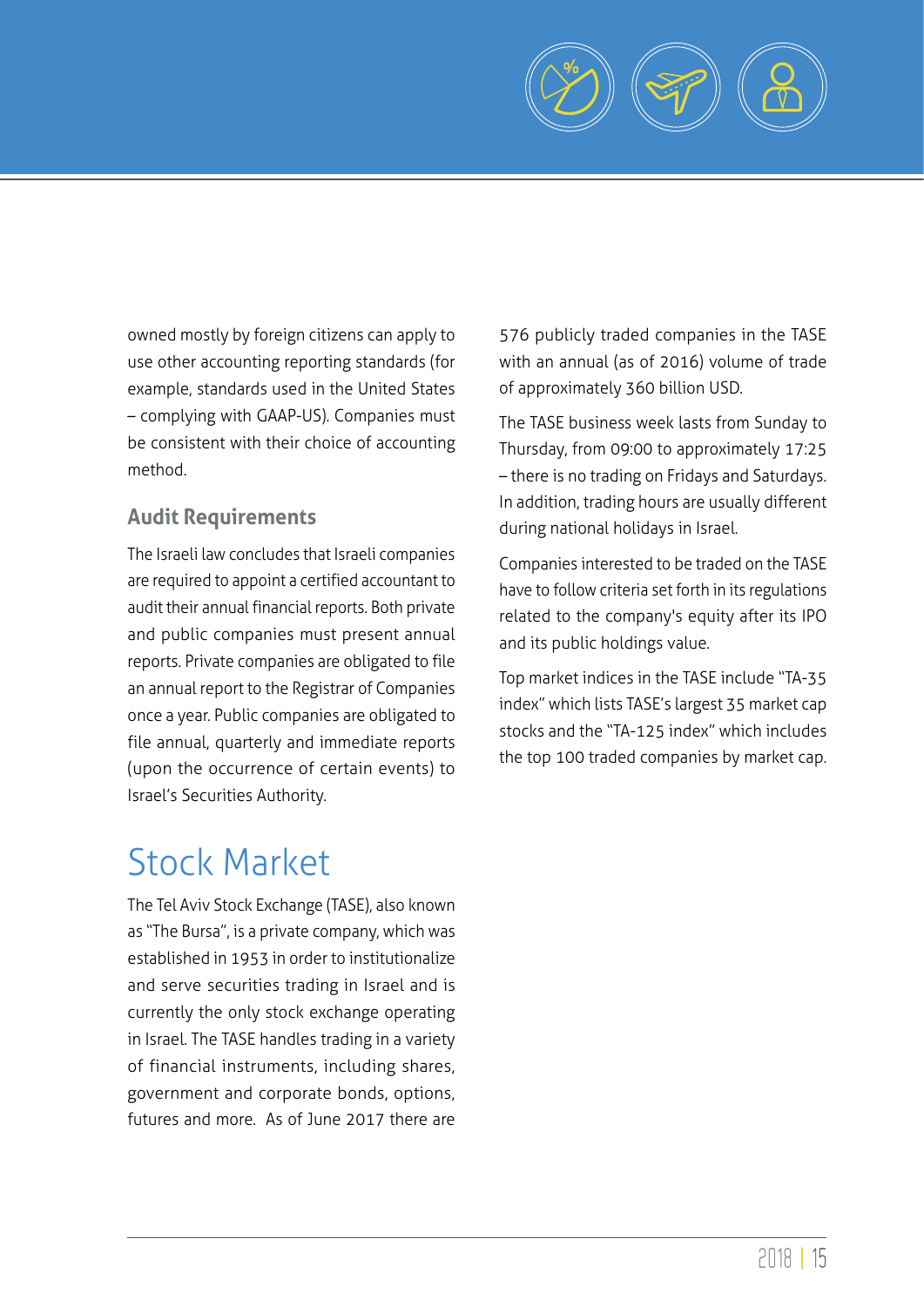owned mostly by foreign citizens can apply to use other accounting reporting standards (for example, standards used in the United States – complying with GAAP-US). Companies must be consistent with their choice of accounting method.

### Audit Requirements

The Israeli law concludes that Israeli companies are required to appoint a certified accountant to audit their annual financial reports. Both private and public companies must present annual reports. Private companies are obligated to file an annual report to the Registrar of Companies once a year. Public companies are obligated to file annual, quarterly and immediate reports (upon the occurrence of certain events) to Israel's Securities Authority.

## Stock Market

The Tel Aviv Stock Exchange (TASE), also known as "The Bursa", is a private company, which was established in 1953 in order to institutionalize and serve securities trading in Israel and is currently the only stock exchange operating in Israel. The TASE handles trading in a variety of financial instruments, including shares, government and corporate bonds, options, futures and more. As of June 2017 there are 576 publicly traded companies in the TASE with an annual (as of 2016) volume of trade of approximately 360 billion USD.

The TASE business week lasts from Sunday to Thursday, from 09:00 to approximately 17:25 – there is no trading on Fridays and Saturdays. In addition, trading hours are usually different during national holidays in Israel.

Companies interested to be traded on the TASE have to follow criteria set forth in its regulations related to the company's equity after its IPO and its public holdings value.

Top market indices in the TASE include "TA-35 index" which lists TASE's largest 35 market cap stocks and the "TA-125 index" which includes the top 100 traded companies by market cap.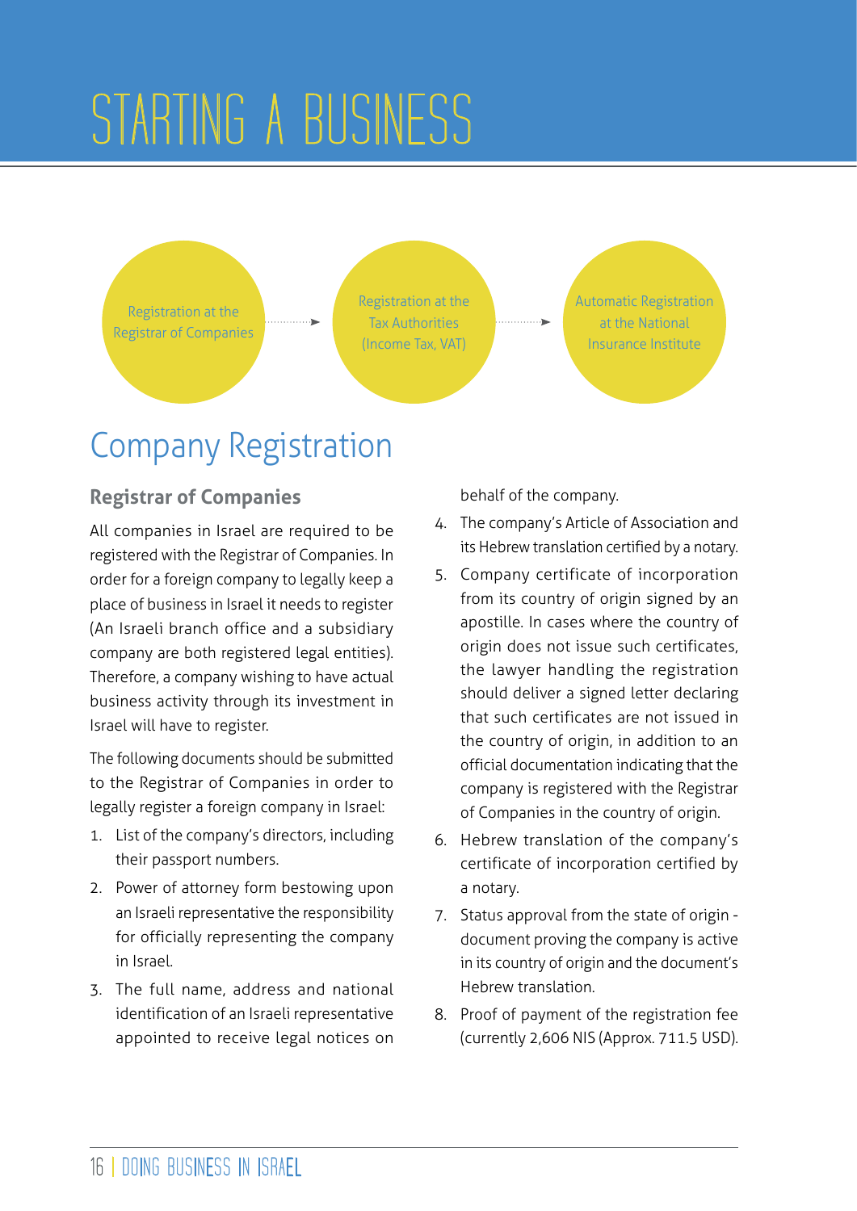# STARTING A BUSINESS

Registration at the Registrar of Companies → Registration at the Tax Authorities (Income Tax, VAT) → Automatic Registration at the National Insurance Institute

## Company Registration

### Registrar of Companies

All companies in Israel are required to be registered with the Registrar of Companies. In order for a foreign company to legally keep a place of business in Israel it needs to register (An Israeli branch office and a subsidiary company are both registered legal entities). Therefore, a company wishing to have actual business activity through its investment in Israel will have to register.

The following documents should be submitted to the Registrar of Companies in order to legally register a foreign company in Israel:

1. List of the company's directors, including their passport numbers.
2. Power of attorney form bestowing upon an Israeli representative the responsibility for officially representing the company in Israel.
3. The full name, address and national identification of an Israeli representative appointed to receive legal notices on behalf of the company.
4. The company's Article of Association and its Hebrew translation certified by a notary.
5. Company certificate of incorporation from its country of origin signed by an apostille. In cases where the country of origin does not issue such certificates, the lawyer handling the registration should deliver a signed letter declaring that such certificates are not issued in the country of origin, in addition to an official documentation indicating that the company is registered with the Registrar of Companies in the country of origin.
6. Hebrew translation of the company's certificate of incorporation certified by a notary.
7. Status approval from the state of origin - document proving the company is active in its country of origin and the document's Hebrew translation.
8. Proof of payment of the registration fee (currently 2,606 NIS (Approx. 711.5 USD).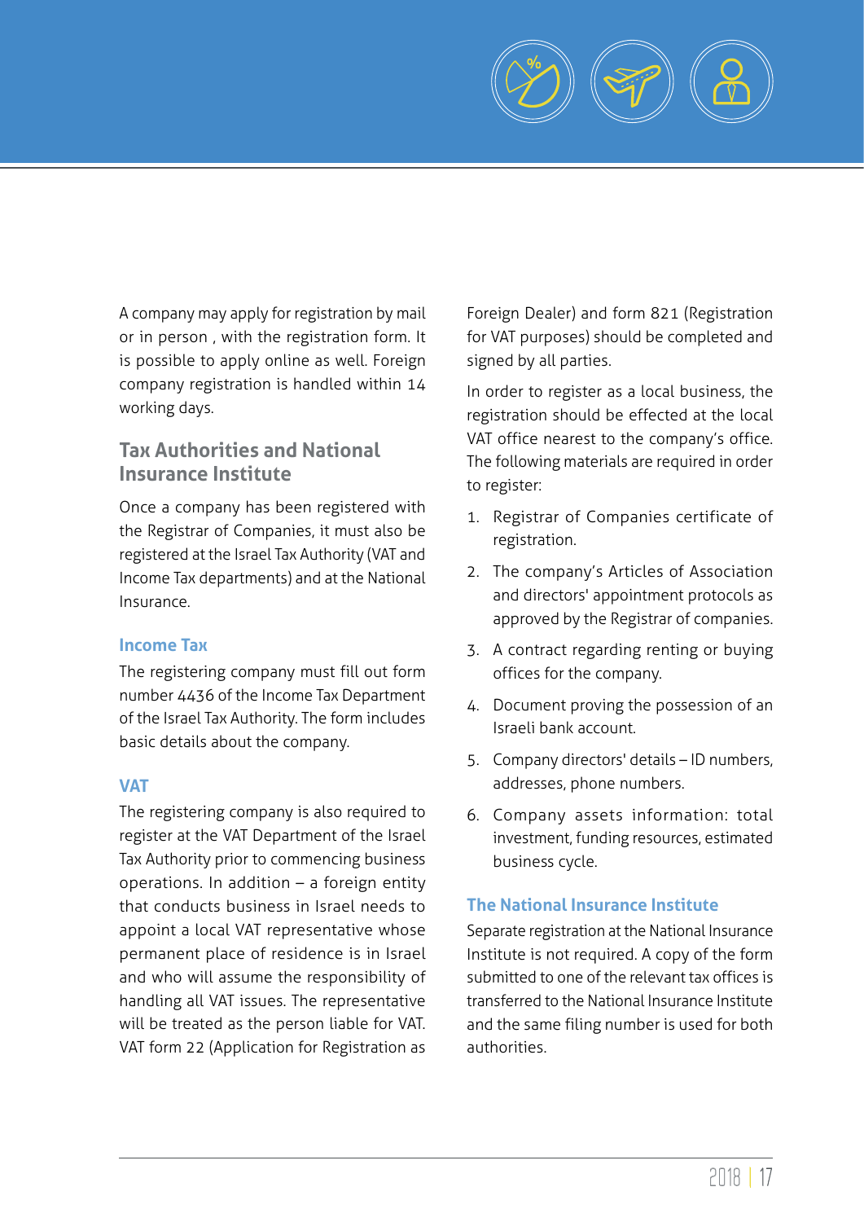A company may apply for registration by mail or in person , with the registration form. It is possible to apply online as well. Foreign company registration is handled within 14 working days.

## Tax Authorities and National Insurance Institute

Once a company has been registered with the Registrar of Companies, it must also be registered at the Israel Tax Authority (VAT and Income Tax departments) and at the National Insurance.

### Income Tax

The registering company must fill out form number 4436 of the Income Tax Department of the Israel Tax Authority. The form includes basic details about the company.

### VAT

The registering company is also required to register at the VAT Department of the Israel Tax Authority prior to commencing business operations. In addition – a foreign entity that conducts business in Israel needs to appoint a local VAT representative whose permanent place of residence is in Israel and who will assume the responsibility of handling all VAT issues. The representative will be treated as the person liable for VAT. VAT form 22 (Application for Registration as Foreign Dealer) and form 821 (Registration for VAT purposes) should be completed and signed by all parties.

In order to register as a local business, the registration should be effected at the local VAT office nearest to the company's office. The following materials are required in order to register:

1. Registrar of Companies certificate of registration.
2. The company's Articles of Association and directors' appointment protocols as approved by the Registrar of companies.
3. A contract regarding renting or buying offices for the company.
4. Document proving the possession of an Israeli bank account.
5. Company directors' details – ID numbers, addresses, phone numbers.
6. Company assets information: total investment, funding resources, estimated business cycle.

### The National Insurance Institute

Separate registration at the National Insurance Institute is not required. A copy of the form submitted to one of the relevant tax offices is transferred to the National Insurance Institute and the same filing number is used for both authorities.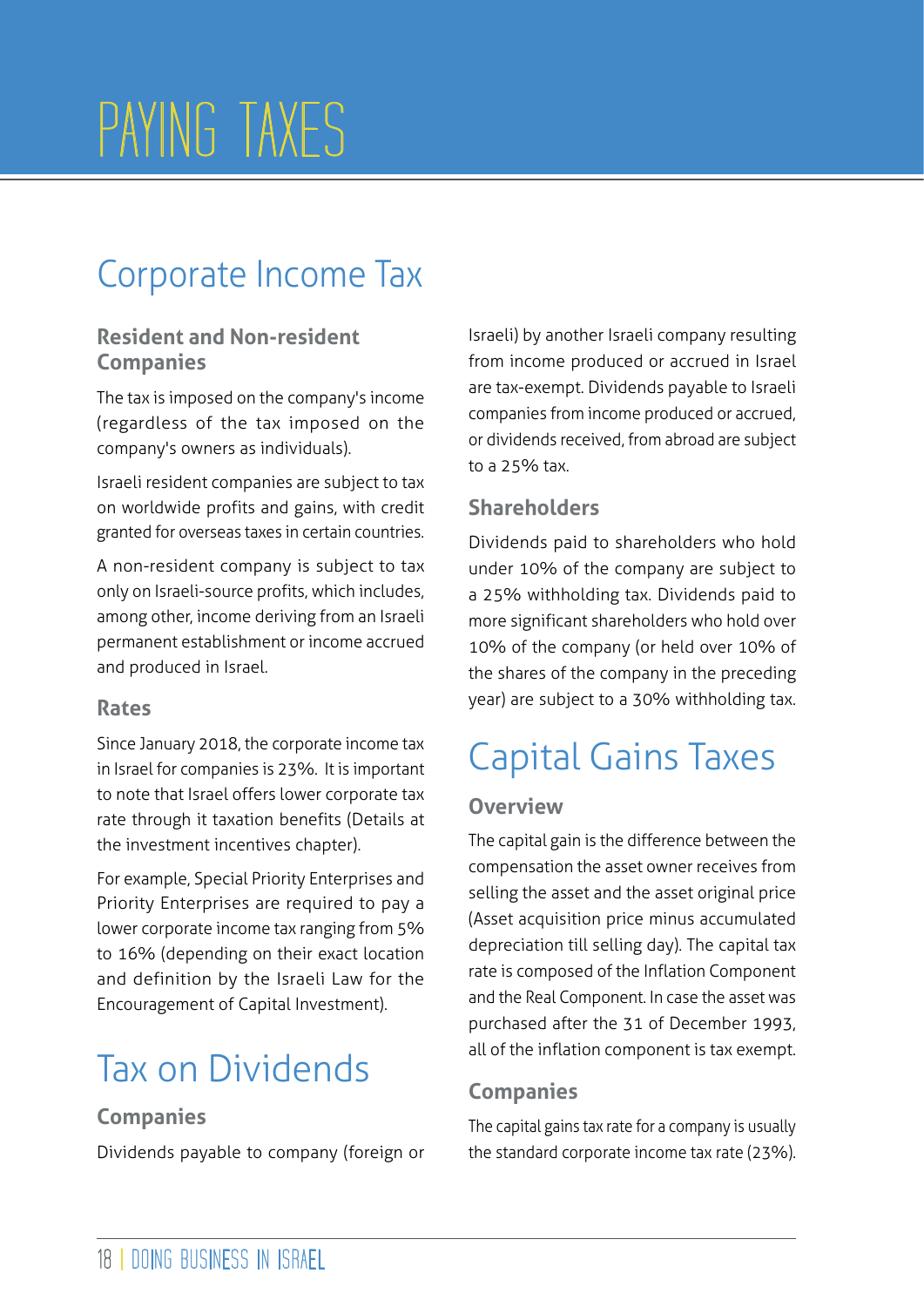# PAYING TAXES

## Corporate Income Tax

### Resident and Non-resident Companies

The tax is imposed on the company's income (regardless of the tax imposed on the company's owners as individuals).

Israeli resident companies are subject to tax on worldwide profits and gains, with credit granted for overseas taxes in certain countries.

A non-resident company is subject to tax only on Israeli-source profits, which includes, among other, income deriving from an Israeli permanent establishment or income accrued and produced in Israel.

### Rates

Since January 2018, the corporate income tax in Israel for companies is 23%. It is important to note that Israel offers lower corporate tax rate through it taxation benefits (Details at the investment incentives chapter).

For example, Special Priority Enterprises and Priority Enterprises are required to pay a lower corporate income tax ranging from 5% to 16% (depending on their exact location and definition by the Israeli Law for the Encouragement of Capital Investment).

## Tax on Dividends

### Companies

Dividends payable to company (foreign or Israeli) by another Israeli company resulting from income produced or accrued in Israel are tax-exempt. Dividends payable to Israeli companies from income produced or accrued, or dividends received, from abroad are subject to a 25% tax.

### Shareholders

Dividends paid to shareholders who hold under 10% of the company are subject to a 25% withholding tax. Dividends paid to more significant shareholders who hold over 10% of the company (or held over 10% of the shares of the company in the preceding year) are subject to a 30% withholding tax.

## Capital Gains Taxes

### Overview

The capital gain is the difference between the compensation the asset owner receives from selling the asset and the asset original price (Asset acquisition price minus accumulated depreciation till selling day). The capital tax rate is composed of the Inflation Component and the Real Component. In case the asset was purchased after the 31 of December 1993, all of the inflation component is tax exempt.

### Companies

The capital gains tax rate for a company is usually the standard corporate income tax rate (23%).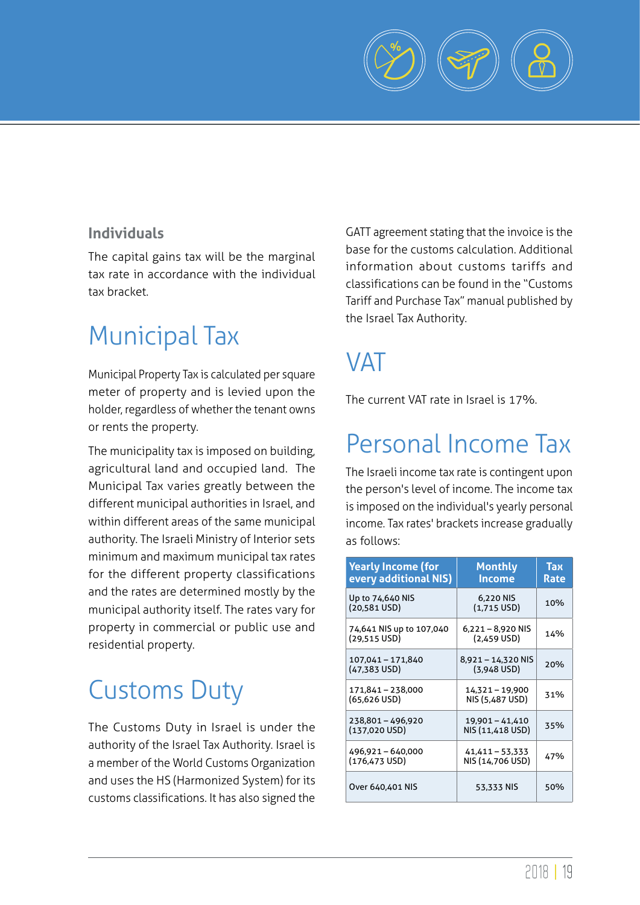### Individuals

The capital gains tax will be the marginal tax rate in accordance with the individual tax bracket.

# Municipal Tax

Municipal Property Tax is calculated per square meter of property and is levied upon the holder, regardless of whether the tenant owns or rents the property.

The municipality tax is imposed on building, agricultural land and occupied land. The Municipal Tax varies greatly between the different municipal authorities in Israel, and within different areas of the same municipal authority. The Israeli Ministry of Interior sets minimum and maximum municipal tax rates for the different property classifications and the rates are determined mostly by the municipal authority itself. The rates vary for property in commercial or public use and residential property.

# Customs Duty

The Customs Duty in Israel is under the authority of the Israel Tax Authority. Israel is a member of the World Customs Organization and uses the HS (Harmonized System) for its customs classifications. It has also signed the GATT agreement stating that the invoice is the base for the customs calculation. Additional information about customs tariffs and classifications can be found in the "Customs Tariff and Purchase Tax" manual published by the Israel Tax Authority.

# VAT

The current VAT rate in Israel is 17%.

# Personal Income Tax

The Israeli income tax rate is contingent upon the person's level of income. The income tax is imposed on the individual's yearly personal income. Tax rates' brackets increase gradually as follows:

| Yearly Income (for every additional NIS) | Monthly Income | Tax Rate |
|---|---|---|
| Up to 74,640 NIS (20,581 USD) | 6,220 NIS (1,715 USD) | 10% |
| 74,641 NIS up to 107,040 (29,515 USD) | 6,221 – 8,920 NIS (2,459 USD) | 14% |
| 107,041 – 171,840 (47,383 USD) | 8,921 – 14,320 NIS (3,948 USD) | 20% |
| 171,841 – 238,000 (65,626 USD) | 14,321 – 19,900 NIS (5,487 USD) | 31% |
| 238,801 – 496,920 (137,020 USD) | 19,901 – 41,410 NIS (11,418 USD) | 35% |
| 496,921 – 640,000 (176,473 USD) | 41,411 – 53,333 NIS (14,706 USD) | 47% |
| Over 640,401 NIS | 53,333 NIS | 50% |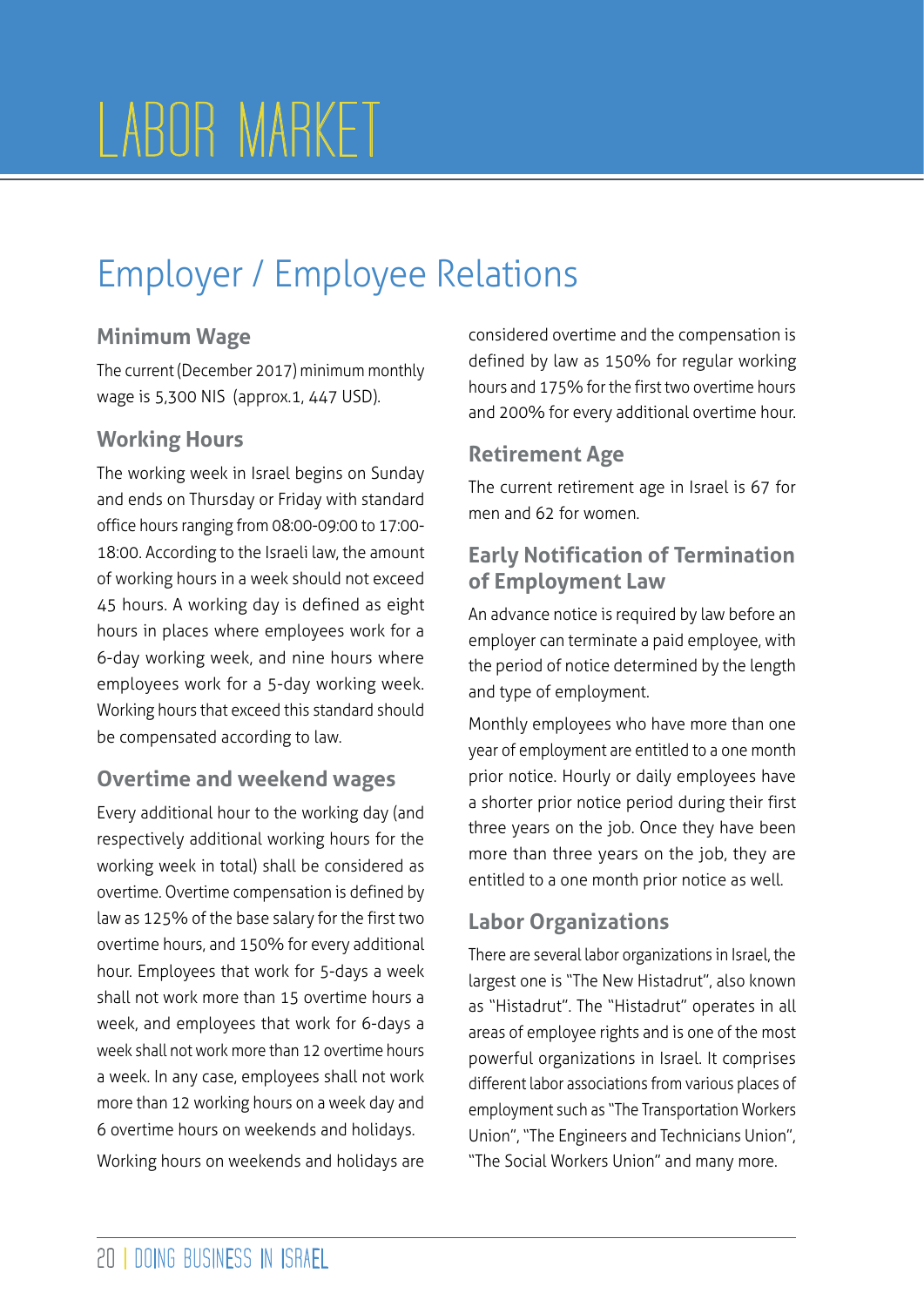# LABOR MARKET

## Employer / Employee Relations

### Minimum Wage

The current (December 2017) minimum monthly wage is 5,300 NIS (approx.1, 447 USD).

### Working Hours

The working week in Israel begins on Sunday and ends on Thursday or Friday with standard office hours ranging from 08:00-09:00 to 17:00-18:00. According to the Israeli law, the amount of working hours in a week should not exceed 45 hours. A working day is defined as eight hours in places where employees work for a 6-day working week, and nine hours where employees work for a 5-day working week. Working hours that exceed this standard should be compensated according to law.

### Overtime and weekend wages

Every additional hour to the working day (and respectively additional working hours for the working week in total) shall be considered as overtime. Overtime compensation is defined by law as 125% of the base salary for the first two overtime hours, and 150% for every additional hour. Employees that work for 5-days a week shall not work more than 15 overtime hours a week, and employees that work for 6-days a week shall not work more than 12 overtime hours a week. In any case, employees shall not work more than 12 working hours on a week day and 6 overtime hours on weekends and holidays.

Working hours on weekends and holidays are considered overtime and the compensation is defined by law as 150% for regular working hours and 175% for the first two overtime hours and 200% for every additional overtime hour.

### Retirement Age

The current retirement age in Israel is 67 for men and 62 for women.

### Early Notification of Termination of Employment Law

An advance notice is required by law before an employer can terminate a paid employee, with the period of notice determined by the length and type of employment.

Monthly employees who have more than one year of employment are entitled to a one month prior notice. Hourly or daily employees have a shorter prior notice period during their first three years on the job. Once they have been more than three years on the job, they are entitled to a one month prior notice as well.

### Labor Organizations

There are several labor organizations in Israel, the largest one is "The New Histadrut", also known as "Histadrut". The "Histadrut" operates in all areas of employee rights and is one of the most powerful organizations in Israel. It comprises different labor associations from various places of employment such as "The Transportation Workers Union", "The Engineers and Technicians Union", "The Social Workers Union" and many more.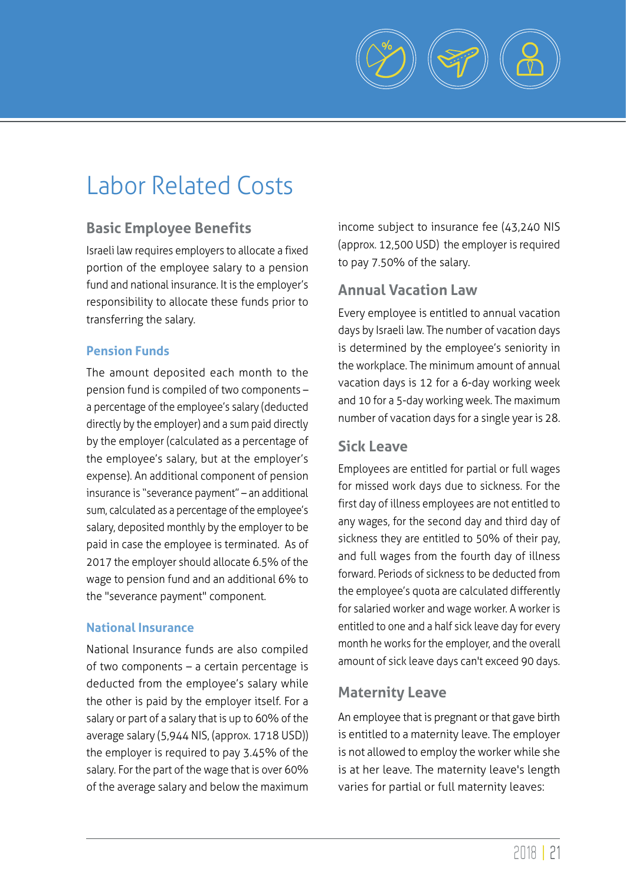# Labor Related Costs

## Basic Employee Benefits

Israeli law requires employers to allocate a fixed portion of the employee salary to a pension fund and national insurance. It is the employer's responsibility to allocate these funds prior to transferring the salary.

### Pension Funds

The amount deposited each month to the pension fund is compiled of two components – a percentage of the employee's salary (deducted directly by the employer) and a sum paid directly by the employer (calculated as a percentage of the employee's salary, but at the employer's expense). An additional component of pension insurance is "severance payment" – an additional sum, calculated as a percentage of the employee's salary, deposited monthly by the employer to be paid in case the employee is terminated. As of 2017 the employer should allocate 6.5% of the wage to pension fund and an additional 6% to the "severance payment" component.

### National Insurance

National Insurance funds are also compiled of two components – a certain percentage is deducted from the employee's salary while the other is paid by the employer itself. For a salary or part of a salary that is up to 60% of the average salary (5,944 NIS, (approx. 1718 USD)) the employer is required to pay 3.45% of the salary. For the part of the wage that is over 60% of the average salary and below the maximum income subject to insurance fee (43,240 NIS (approx. 12,500 USD) the employer is required to pay 7.50% of the salary.

## Annual Vacation Law

Every employee is entitled to annual vacation days by Israeli law. The number of vacation days is determined by the employee's seniority in the workplace. The minimum amount of annual vacation days is 12 for a 6-day working week and 10 for a 5-day working week. The maximum number of vacation days for a single year is 28.

## Sick Leave

Employees are entitled for partial or full wages for missed work days due to sickness. For the first day of illness employees are not entitled to any wages, for the second day and third day of sickness they are entitled to 50% of their pay, and full wages from the fourth day of illness forward. Periods of sickness to be deducted from the employee's quota are calculated differently for salaried worker and wage worker. A worker is entitled to one and a half sick leave day for every month he works for the employer, and the overall amount of sick leave days can't exceed 90 days.

## Maternity Leave

An employee that is pregnant or that gave birth is entitled to a maternity leave. The employer is not allowed to employ the worker while she is at her leave. The maternity leave's length varies for partial or full maternity leaves: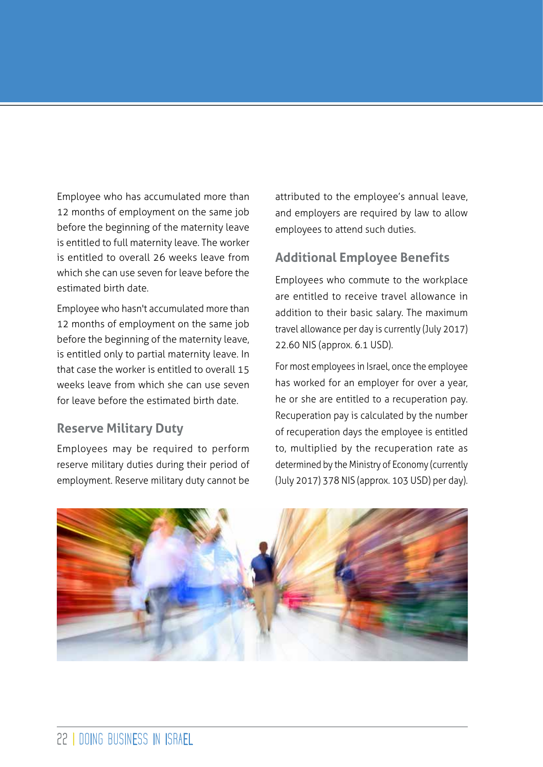Employee who has accumulated more than 12 months of employment on the same job before the beginning of the maternity leave is entitled to full maternity leave. The worker is entitled to overall 26 weeks leave from which she can use seven for leave before the estimated birth date.

Employee who hasn't accumulated more than 12 months of employment on the same job before the beginning of the maternity leave, is entitled only to partial maternity leave. In that case the worker is entitled to overall 15 weeks leave from which she can use seven for leave before the estimated birth date.

### Reserve Military Duty

Employees may be required to perform reserve military duties during their period of employment. Reserve military duty cannot be attributed to the employee's annual leave, and employers are required by law to allow employees to attend such duties.

### Additional Employee Benefits

Employees who commute to the workplace are entitled to receive travel allowance in addition to their basic salary. The maximum travel allowance per day is currently (July 2017) 22.60 NIS (approx. 6.1 USD).

For most employees in Israel, once the employee has worked for an employer for over a year, he or she are entitled to a recuperation pay. Recuperation pay is calculated by the number of recuperation days the employee is entitled to, multiplied by the recuperation rate as determined by the Ministry of Economy (currently (July 2017) 378 NIS (approx. 103 USD) per day).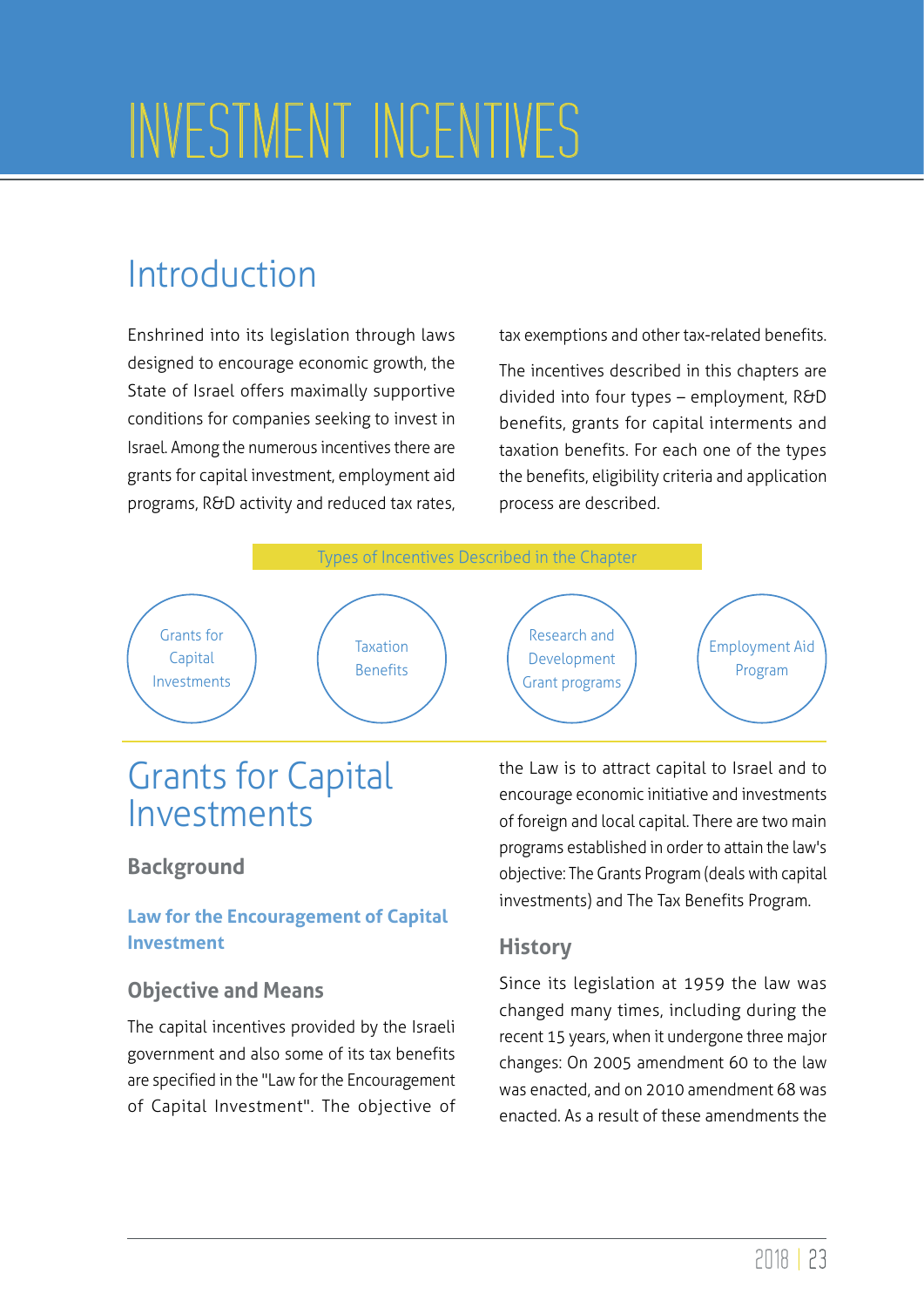# INVESTMENT INCENTIVES

## Introduction

Enshrined into its legislation through laws designed to encourage economic growth, the State of Israel offers maximally supportive conditions for companies seeking to invest in Israel. Among the numerous incentives there are grants for capital investment, employment aid programs, R&D activity and reduced tax rates, tax exemptions and other tax-related benefits.

The incentives described in this chapters are divided into four types – employment, R&D benefits, grants for capital interments and taxation benefits. For each one of the types the benefits, eligibility criteria and application process are described.

Types of Incentives Described in the Chapter

- Grants for Capital Investments
- Taxation Benefits
- Research and Development Grant programs
- Employment Aid Program

## Grants for Capital Investments

### Background

#### Law for the Encouragement of Capital Investment

### Objective and Means

The capital incentives provided by the Israeli government and also some of its tax benefits are specified in the "Law for the Encouragement of Capital Investment". The objective of the Law is to attract capital to Israel and to encourage economic initiative and investments of foreign and local capital. There are two main programs established in order to attain the law's objective: The Grants Program (deals with capital investments) and The Tax Benefits Program.

### History

Since its legislation at 1959 the law was changed many times, including during the recent 15 years, when it undergone three major changes: On 2005 amendment 60 to the law was enacted, and on 2010 amendment 68 was enacted. As a result of these amendments the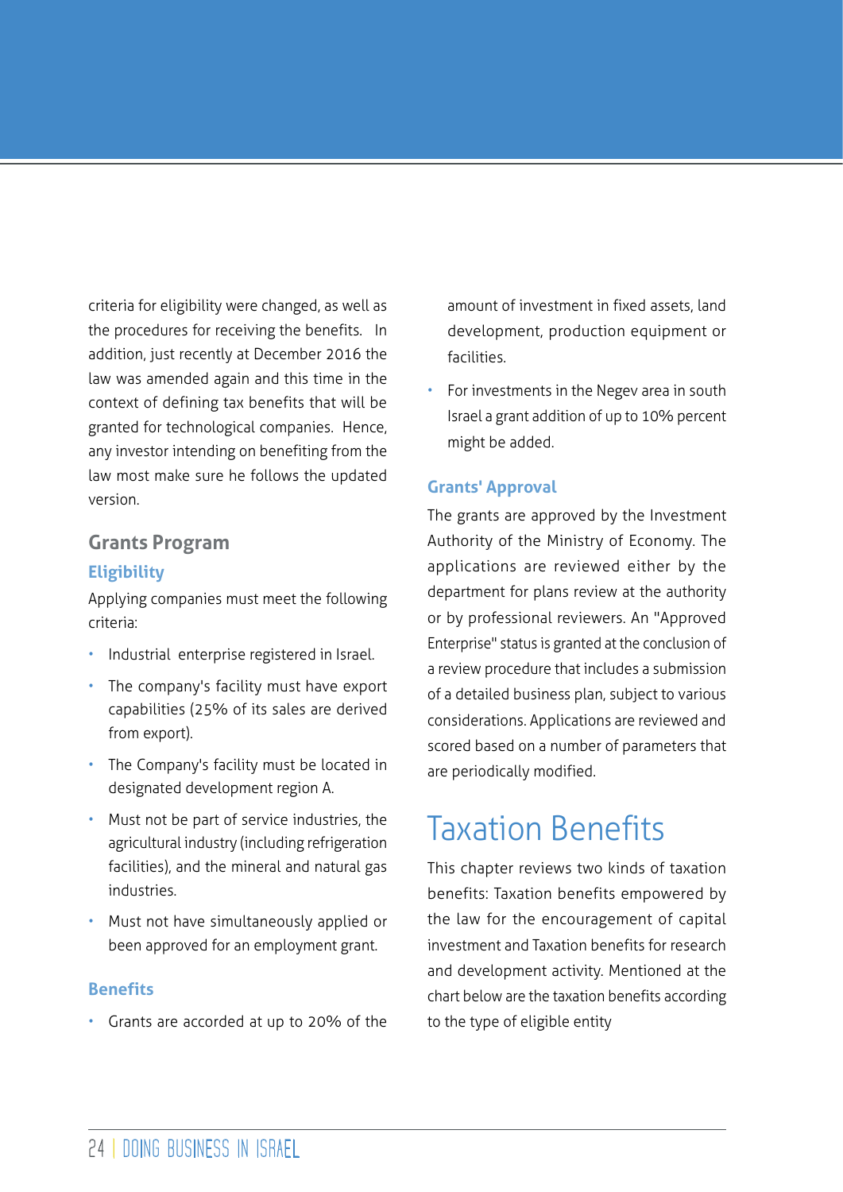criteria for eligibility were changed, as well as the procedures for receiving the benefits. In addition, just recently at December 2016 the law was amended again and this time in the context of defining tax benefits that will be granted for technological companies. Hence, any investor intending on benefiting from the law most make sure he follows the updated version.

### Grants Program

#### Eligibility

Applying companies must meet the following criteria:

- Industrial enterprise registered in Israel.
- The company's facility must have export capabilities (25% of its sales are derived from export).
- The Company's facility must be located in designated development region A.
- Must not be part of service industries, the agricultural industry (including refrigeration facilities), and the mineral and natural gas industries.
- Must not have simultaneously applied or been approved for an employment grant.

#### Benefits

- Grants are accorded at up to 20% of the amount of investment in fixed assets, land development, production equipment or facilities.
- For investments in the Negev area in south Israel a grant addition of up to 10% percent might be added.

#### Grants' Approval

The grants are approved by the Investment Authority of the Ministry of Economy. The applications are reviewed either by the department for plans review at the authority or by professional reviewers. An "Approved Enterprise" status is granted at the conclusion of a review procedure that includes a submission of a detailed business plan, subject to various considerations. Applications are reviewed and scored based on a number of parameters that are periodically modified.

## Taxation Benefits

This chapter reviews two kinds of taxation benefits: Taxation benefits empowered by the law for the encouragement of capital investment and Taxation benefits for research and development activity. Mentioned at the chart below are the taxation benefits according to the type of eligible entity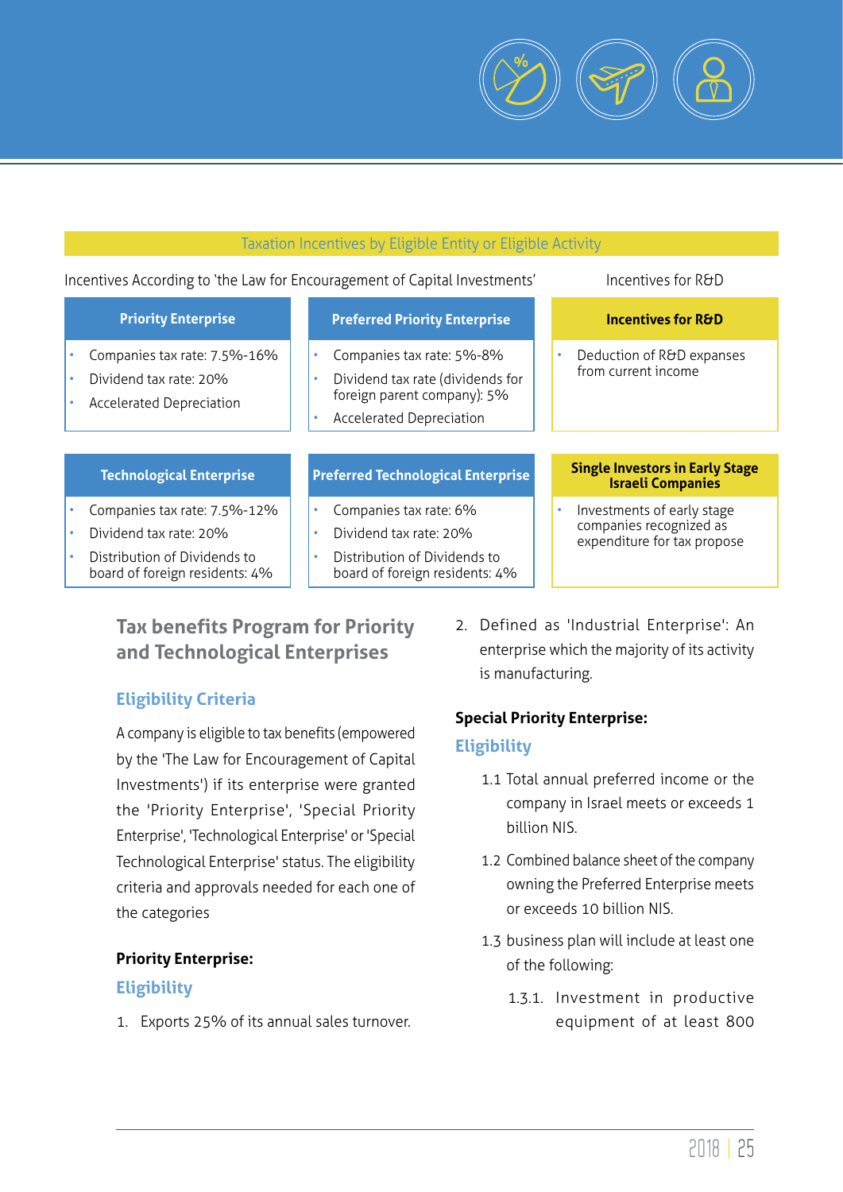## Taxation Incentives by Eligible Entity or Eligible Activity

Incentives According to 'the Law for Encouragement of Capital Investments'

Incentives for R&D

| Priority Enterprise | Preferred Priority Enterprise | Incentives for R&D |
|---|---|---|
| • Companies tax rate: 7.5%-16%<br>• Dividend tax rate: 20%<br>• Accelerated Depreciation | • Companies tax rate: 5%-8%<br>• Dividend tax rate (dividends for foreign parent company): 5%<br>• Accelerated Depreciation | • Deduction of R&D expanses from current income |

| Technological Enterprise | Preferred Technological Enterprise | Single Investors in Early Stage Israeli Companies |
|---|---|---|
| • Companies tax rate: 7.5%-12%<br>• Dividend tax rate: 20%<br>• Distribution of Dividends to board of foreign residents: 4% | • Companies tax rate: 6%<br>• Dividend tax rate: 20%<br>• Distribution of Dividends to board of foreign residents: 4% | • Investments of early stage companies recognized as expenditure for tax propose |

## Tax benefits Program for Priority and Technological Enterprises

### Eligibility Criteria

A company is eligible to tax benefits (empowered by the 'The Law for Encouragement of Capital Investments') if its enterprise were granted the 'Priority Enterprise', 'Special Priority Enterprise', 'Technological Enterprise' or 'Special Technological Enterprise' status. The eligibility criteria and approvals needed for each one of the categories

**Priority Enterprise:**

### Eligibility

1. Exports 25% of its annual sales turnover.
2. Defined as 'Industrial Enterprise': An enterprise which the majority of its activity is manufacturing.

**Special Priority Enterprise:**

### Eligibility

1.1 Total annual preferred income or the company in Israel meets or exceeds 1 billion NIS.

1.2 Combined balance sheet of the company owning the Preferred Enterprise meets or exceeds 10 billion NIS.

1.3 business plan will include at least one of the following:

1.3.1. Investment in productive equipment of at least 800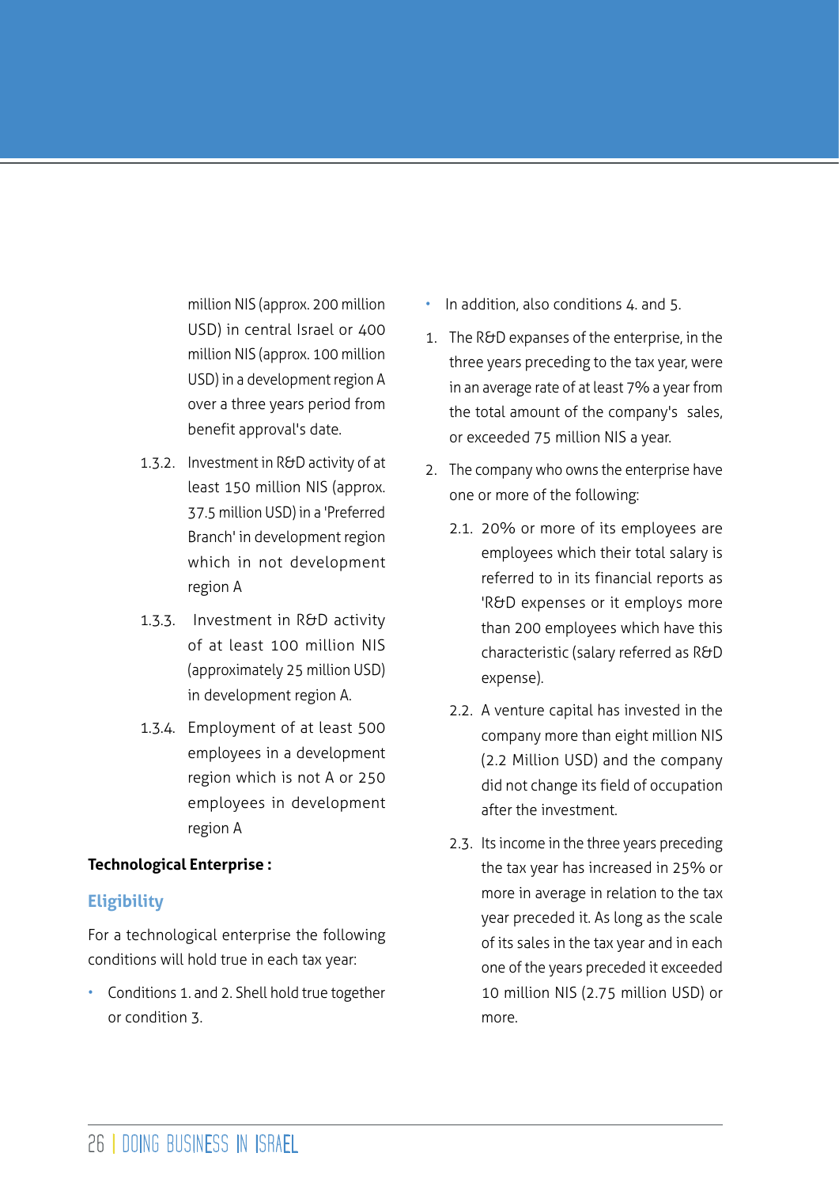million NIS (approx. 200 million USD) in central Israel or 400 million NIS (approx. 100 million USD) in a development region A over a three years period from benefit approval's date.

1.3.2. Investment in R&D activity of at least 150 million NIS (approx. 37.5 million USD) in a 'Preferred Branch' in development region which in not development region A

1.3.3. Investment in R&D activity of at least 100 million NIS (approximately 25 million USD) in development region A.

1.3.4. Employment of at least 500 employees in a development region which is not A or 250 employees in development region A

**Technological Enterprise :**

## Eligibility

For a technological enterprise the following conditions will hold true in each tax year:

- Conditions 1. and 2. Shell hold true together or condition 3.
- In addition, also conditions 4. and 5.

1. The R&D expanses of the enterprise, in the three years preceding to the tax year, were in an average rate of at least 7% a year from the total amount of the company's sales, or exceeded 75 million NIS a year.
2. The company who owns the enterprise have one or more of the following:

   2.1. 20% or more of its employees are employees which their total salary is referred to in its financial reports as 'R&D expenses or it employs more than 200 employees which have this characteristic (salary referred as R&D expense).

   2.2. A venture capital has invested in the company more than eight million NIS (2.2 Million USD) and the company did not change its field of occupation after the investment.

   2.3. Its income in the three years preceding the tax year has increased in 25% or more in average in relation to the tax year preceded it. As long as the scale of its sales in the tax year and in each one of the years preceded it exceeded 10 million NIS (2.75 million USD) or more.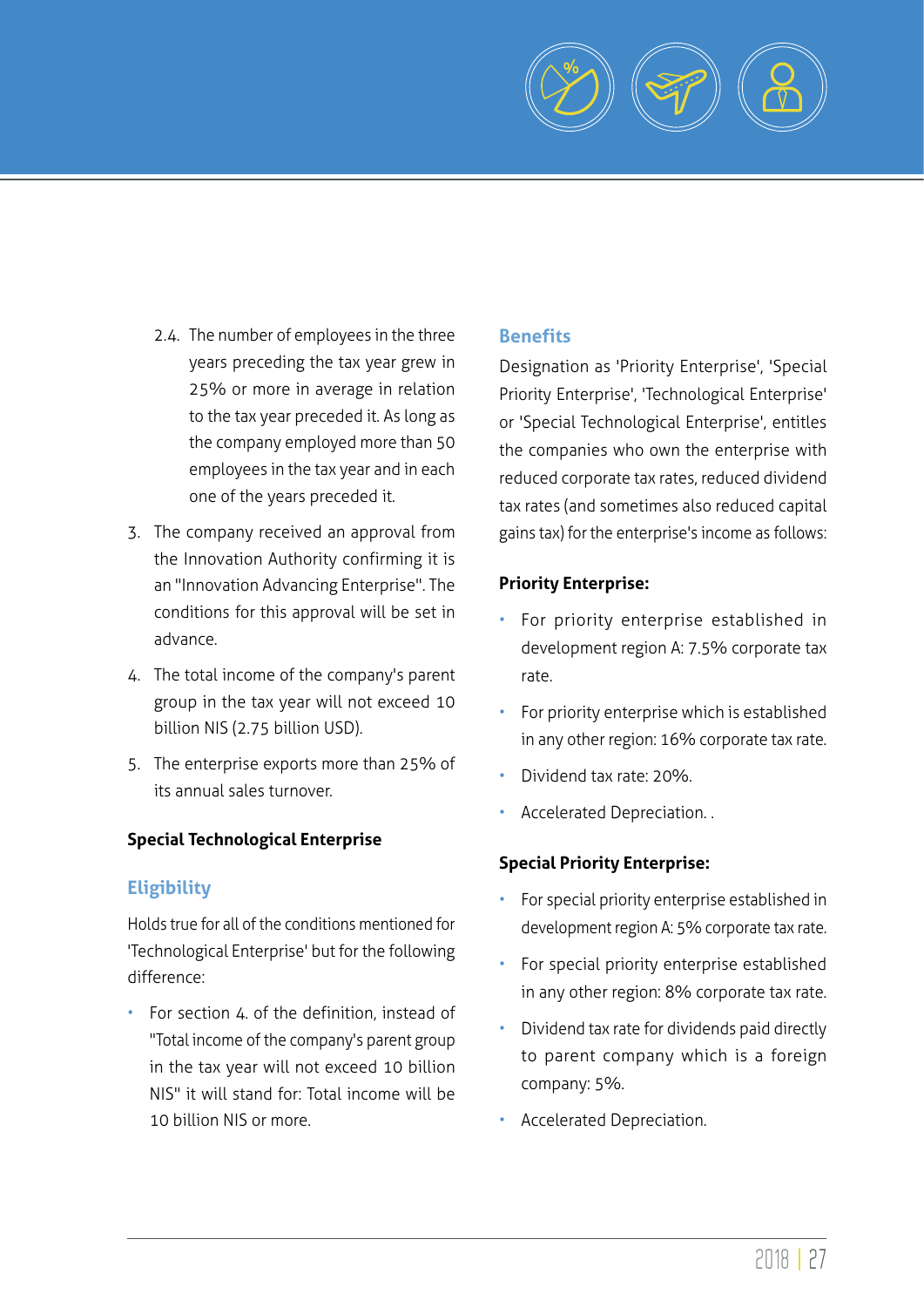2.4. The number of employees in the three years preceding the tax year grew in 25% or more in average in relation to the tax year preceded it. As long as the company employed more than 50 employees in the tax year and in each one of the years preceded it.

3. The company received an approval from the Innovation Authority confirming it is an "Innovation Advancing Enterprise". The conditions for this approval will be set in advance.
4. The total income of the company's parent group in the tax year will not exceed 10 billion NIS (2.75 billion USD).
5. The enterprise exports more than 25% of its annual sales turnover.

**Special Technological Enterprise**

## Eligibility

Holds true for all of the conditions mentioned for 'Technological Enterprise' but for the following difference:

- For section 4. of the definition, instead of "Total income of the company's parent group in the tax year will not exceed 10 billion NIS" it will stand for: Total income will be 10 billion NIS or more.

## Benefits

Designation as 'Priority Enterprise', 'Special Priority Enterprise', 'Technological Enterprise' or 'Special Technological Enterprise', entitles the companies who own the enterprise with reduced corporate tax rates, reduced dividend tax rates (and sometimes also reduced capital gains tax) for the enterprise's income as follows:

**Priority Enterprise:**

- For priority enterprise established in development region A: 7.5% corporate tax rate.
- For priority enterprise which is established in any other region: 16% corporate tax rate.
- Dividend tax rate: 20%.
- Accelerated Depreciation. .

**Special Priority Enterprise:**

- For special priority enterprise established in development region A: 5% corporate tax rate.
- For special priority enterprise established in any other region: 8% corporate tax rate.
- Dividend tax rate for dividends paid directly to parent company which is a foreign company: 5%.
- Accelerated Depreciation.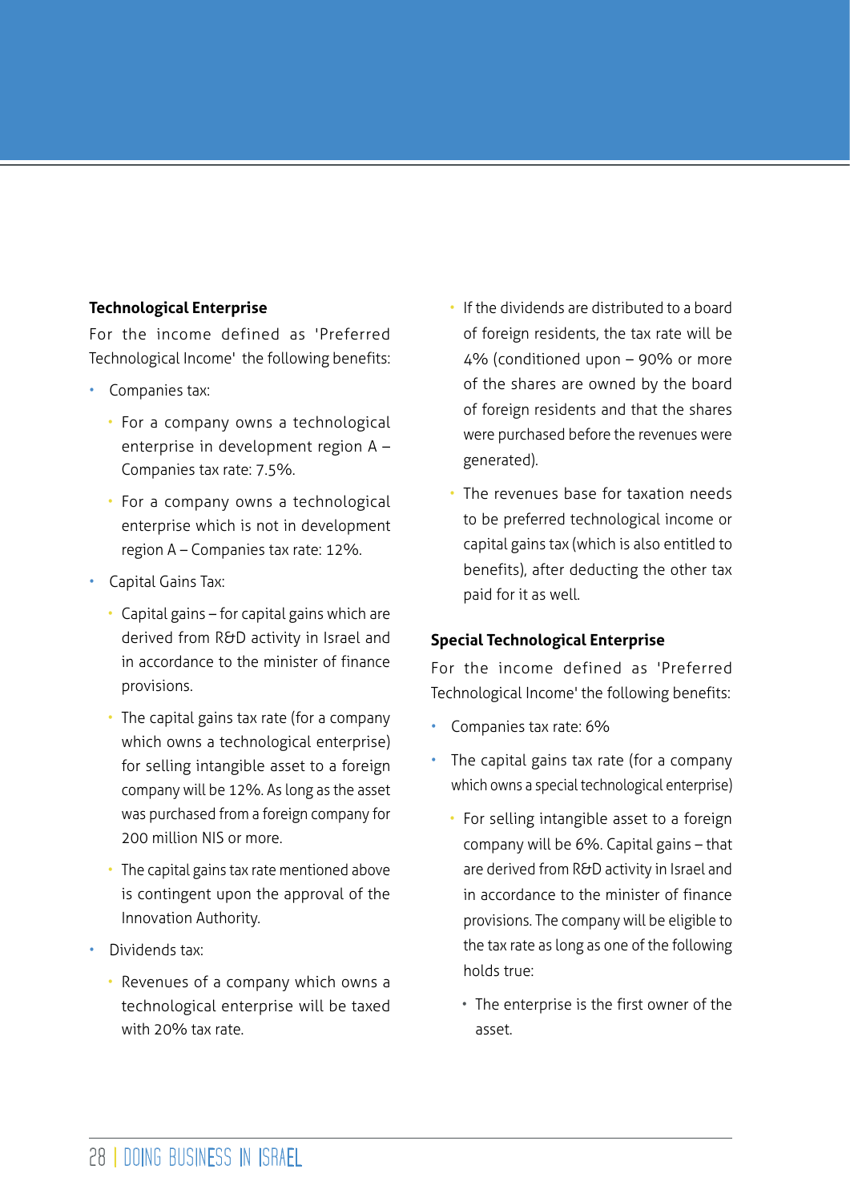**Technological Enterprise**

For the income defined as 'Preferred Technological Income' the following benefits:

- Companies tax:
  - For a company owns a technological enterprise in development region A – Companies tax rate: 7.5%.
  - For a company owns a technological enterprise which is not in development region A – Companies tax rate: 12%.
- Capital Gains Tax:
  - Capital gains – for capital gains which are derived from R&D activity in Israel and in accordance to the minister of finance provisions.
  - The capital gains tax rate (for a company which owns a technological enterprise) for selling intangible asset to a foreign company will be 12%. As long as the asset was purchased from a foreign company for 200 million NIS or more.
  - The capital gains tax rate mentioned above is contingent upon the approval of the Innovation Authority.
- Dividends tax:
  - Revenues of a company which owns a technological enterprise will be taxed with 20% tax rate.
  - If the dividends are distributed to a board of foreign residents, the tax rate will be 4% (conditioned upon – 90% or more of the shares are owned by the board of foreign residents and that the shares were purchased before the revenues were generated).
  - The revenues base for taxation needs to be preferred technological income or capital gains tax (which is also entitled to benefits), after deducting the other tax paid for it as well.

**Special Technological Enterprise**

For the income defined as 'Preferred Technological Income' the following benefits:

- Companies tax rate: 6%
- The capital gains tax rate (for a company which owns a special technological enterprise)
  - For selling intangible asset to a foreign company will be 6%. Capital gains – that are derived from R&D activity in Israel and in accordance to the minister of finance provisions. The company will be eligible to the tax rate as long as one of the following holds true:
    - The enterprise is the first owner of the asset.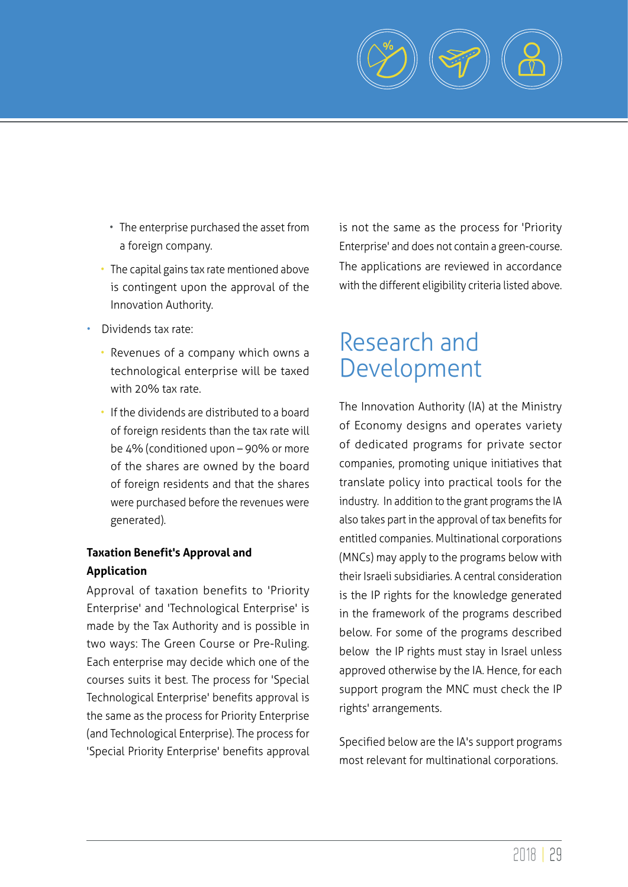- The enterprise purchased the asset from a foreign company.
  - The capital gains tax rate mentioned above is contingent upon the approval of the Innovation Authority.
- Dividends tax rate:
  - Revenues of a company which owns a technological enterprise will be taxed with 20% tax rate.
  - If the dividends are distributed to a board of foreign residents than the tax rate will be 4% (conditioned upon – 90% or more of the shares are owned by the board of foreign residents and that the shares were purchased before the revenues were generated).

**Taxation Benefit's Approval and Application**

Approval of taxation benefits to 'Priority Enterprise' and 'Technological Enterprise' is made by the Tax Authority and is possible in two ways: The Green Course or Pre-Ruling. Each enterprise may decide which one of the courses suits it best. The process for 'Special Technological Enterprise' benefits approval is the same as the process for Priority Enterprise (and Technological Enterprise). The process for 'Special Priority Enterprise' benefits approval is not the same as the process for 'Priority Enterprise' and does not contain a green-course. The applications are reviewed in accordance with the different eligibility criteria listed above.

# Research and Development

The Innovation Authority (IA) at the Ministry of Economy designs and operates variety of dedicated programs for private sector companies, promoting unique initiatives that translate policy into practical tools for the industry. In addition to the grant programs the IA also takes part in the approval of tax benefits for entitled companies. Multinational corporations (MNCs) may apply to the programs below with their Israeli subsidiaries. A central consideration is the IP rights for the knowledge generated in the framework of the programs described below. For some of the programs described below the IP rights must stay in Israel unless approved otherwise by the IA. Hence, for each support program the MNC must check the IP rights' arrangements.

Specified below are the IA's support programs most relevant for multinational corporations.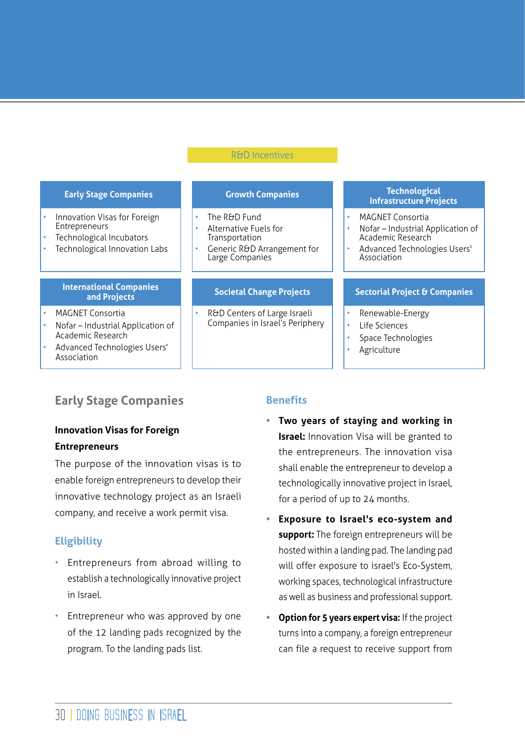R&D Incentives

| Early Stage Companies | Growth Companies | Technological Infrastructure Projects |
|---|---|---|
| • Innovation Visas for Foreign Entrepreneurs<br>• Technological Incubators<br>• Technological Innovation Labs | • The R&D Fund<br>• Alternative Fuels for Transportation<br>• Generic R&D Arrangement for Large Companies | • MAGNET Consortia<br>• Nofar – Industrial Application of Academic Research<br>• Advanced Technologies Users' Association |
| **International Companies and Projects** | **Societal Change Projects** | **Sectorial Project & Companies** |
| • MAGNET Consortia<br>• Nofar – Industrial Application of Academic Research<br>• Advanced Technologies Users' Association | • R&D Centers of Large Israeli Companies in Israel's Periphery | • Renewable-Energy<br>• Life Sciences<br>• Space Technologies<br>• Agriculture |

## Early Stage Companies

### Innovation Visas for Foreign Entrepreneurs

The purpose of the innovation visas is to enable foreign entrepreneurs to develop their innovative technology project as an Israeli company, and receive a work permit visa.

### Eligibility

- Entrepreneurs from abroad willing to establish a technologically innovative project in Israel.
- Entrepreneur who was approved by one of the 12 landing pads recognized by the program. To the landing pads list.

### Benefits

- **Two years of staying and working in Israel:** Innovation Visa will be granted to the entrepreneurs. The innovation visa shall enable the entrepreneur to develop a technologically innovative project in Israel, for a period of up to 24 months.
- **Exposure to Israel's eco-system and support:** The foreign entrepreneurs will be hosted within a landing pad. The landing pad will offer exposure to israel's Eco-System, working spaces, technological infrastructure as well as business and professional support.
- **Option for 5 years expert visa:** If the project turns into a company, a foreign entrepreneur can file a request to receive support from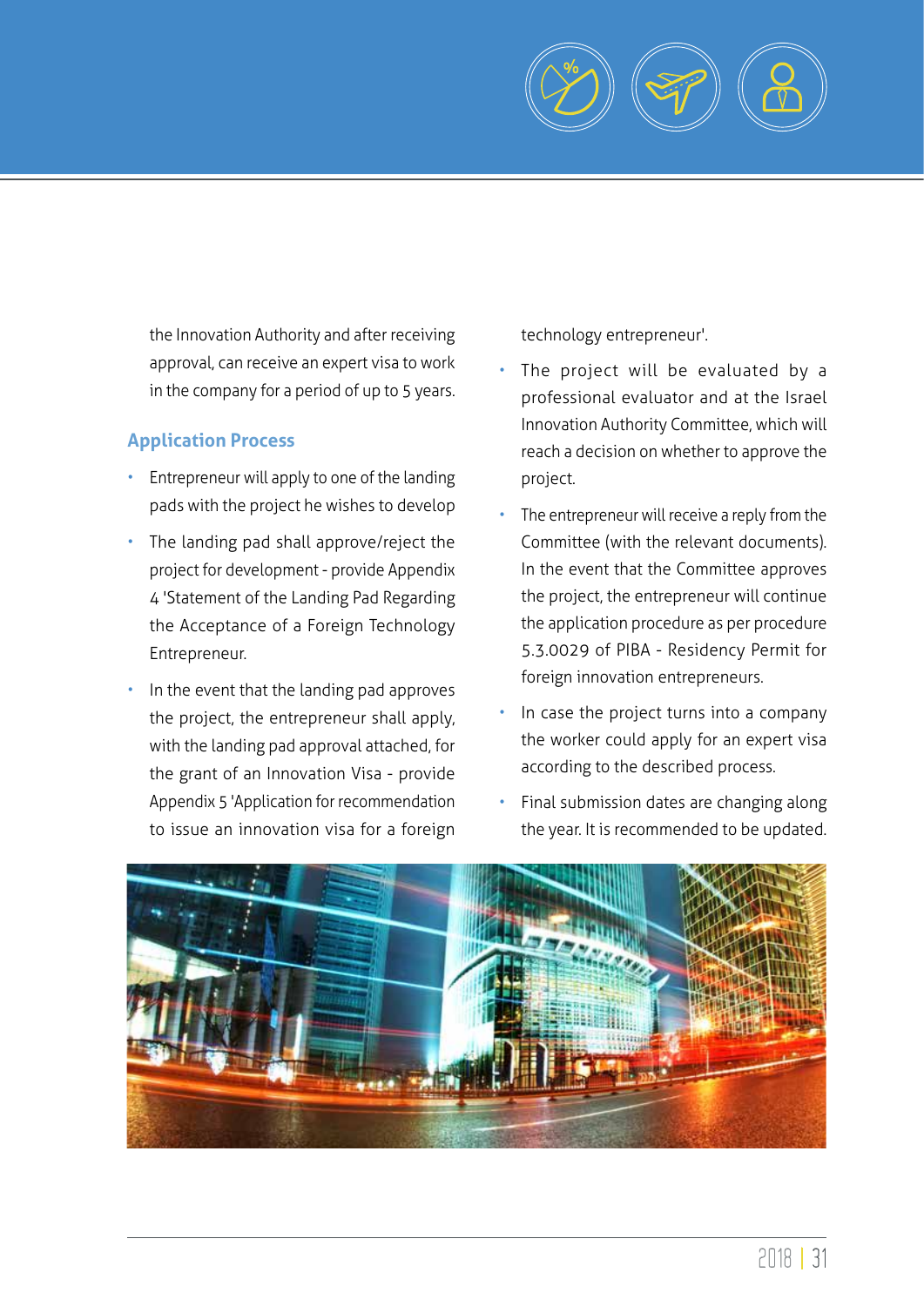the Innovation Authority and after receiving approval, can receive an expert visa to work in the company for a period of up to 5 years.

### Application Process

- Entrepreneur will apply to one of the landing pads with the project he wishes to develop
- The landing pad shall approve/reject the project for development - provide Appendix 4 'Statement of the Landing Pad Regarding the Acceptance of a Foreign Technology Entrepreneur.
- In the event that the landing pad approves the project, the entrepreneur shall apply, with the landing pad approval attached, for the grant of an Innovation Visa - provide Appendix 5 'Application for recommendation to issue an innovation visa for a foreign technology entrepreneur'.
- The project will be evaluated by a professional evaluator and at the Israel Innovation Authority Committee, which will reach a decision on whether to approve the project.
- The entrepreneur will receive a reply from the Committee (with the relevant documents). In the event that the Committee approves the project, the entrepreneur will continue the application procedure as per procedure 5.3.0029 of PIBA - Residency Permit for foreign innovation entrepreneurs.
- In case the project turns into a company the worker could apply for an expert visa according to the described process.
- Final submission dates are changing along the year. It is recommended to be updated.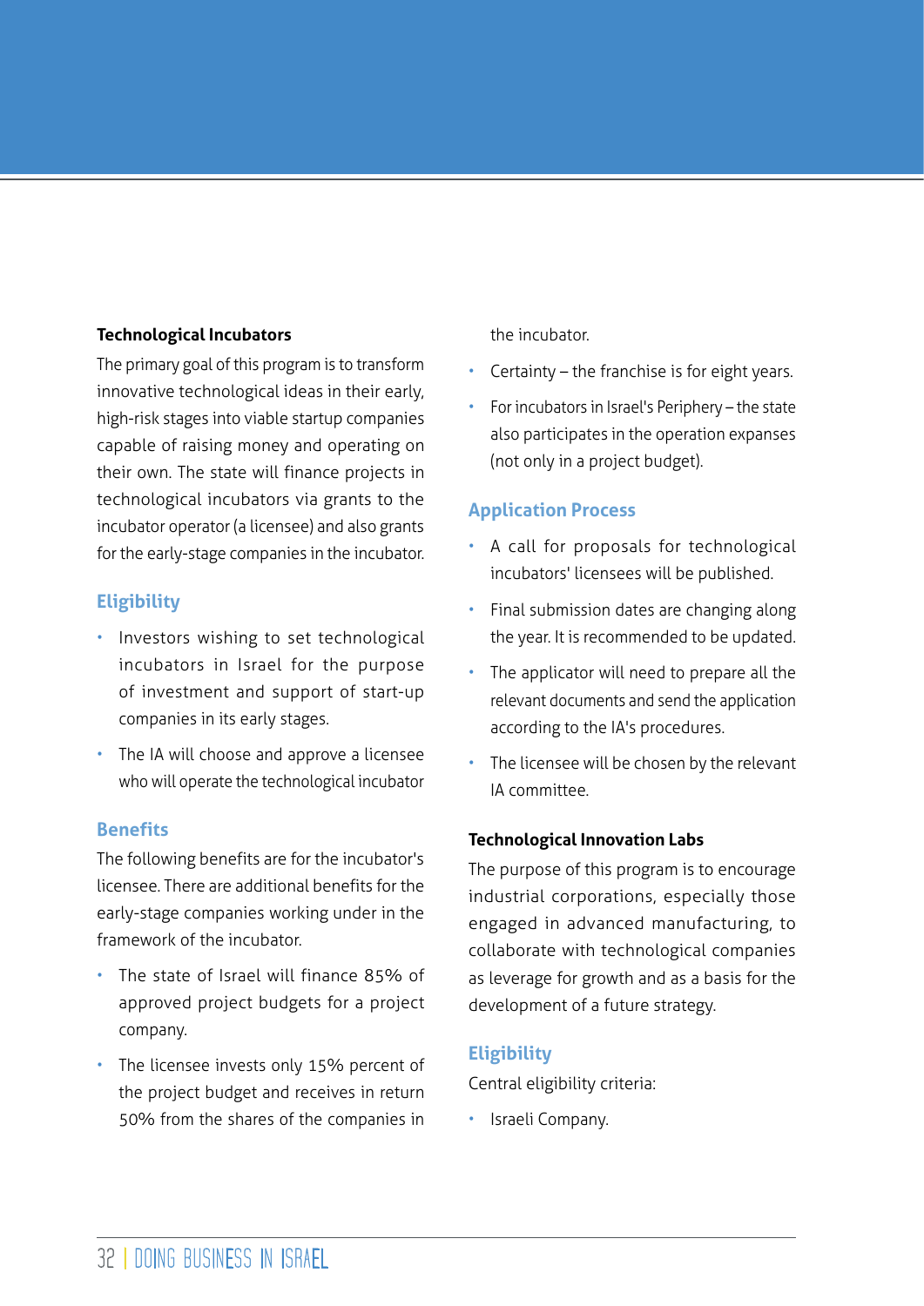### Technological Incubators

The primary goal of this program is to transform innovative technological ideas in their early, high-risk stages into viable startup companies capable of raising money and operating on their own. The state will finance projects in technological incubators via grants to the incubator operator (a licensee) and also grants for the early-stage companies in the incubator.

#### Eligibility

- Investors wishing to set technological incubators in Israel for the purpose of investment and support of start-up companies in its early stages.
- The IA will choose and approve a licensee who will operate the technological incubator

#### Benefits

The following benefits are for the incubator's licensee. There are additional benefits for the early-stage companies working under in the framework of the incubator.

- The state of Israel will finance 85% of approved project budgets for a project company.
- The licensee invests only 15% percent of the project budget and receives in return 50% from the shares of the companies in the incubator.
- Certainty – the franchise is for eight years.
- For incubators in Israel's Periphery – the state also participates in the operation expanses (not only in a project budget).

#### Application Process

- A call for proposals for technological incubators' licensees will be published.
- Final submission dates are changing along the year. It is recommended to be updated.
- The applicator will need to prepare all the relevant documents and send the application according to the IA's procedures.
- The licensee will be chosen by the relevant IA committee.

### Technological Innovation Labs

The purpose of this program is to encourage industrial corporations, especially those engaged in advanced manufacturing, to collaborate with technological companies as leverage for growth and as a basis for the development of a future strategy.

#### Eligibility

Central eligibility criteria:

- Israeli Company.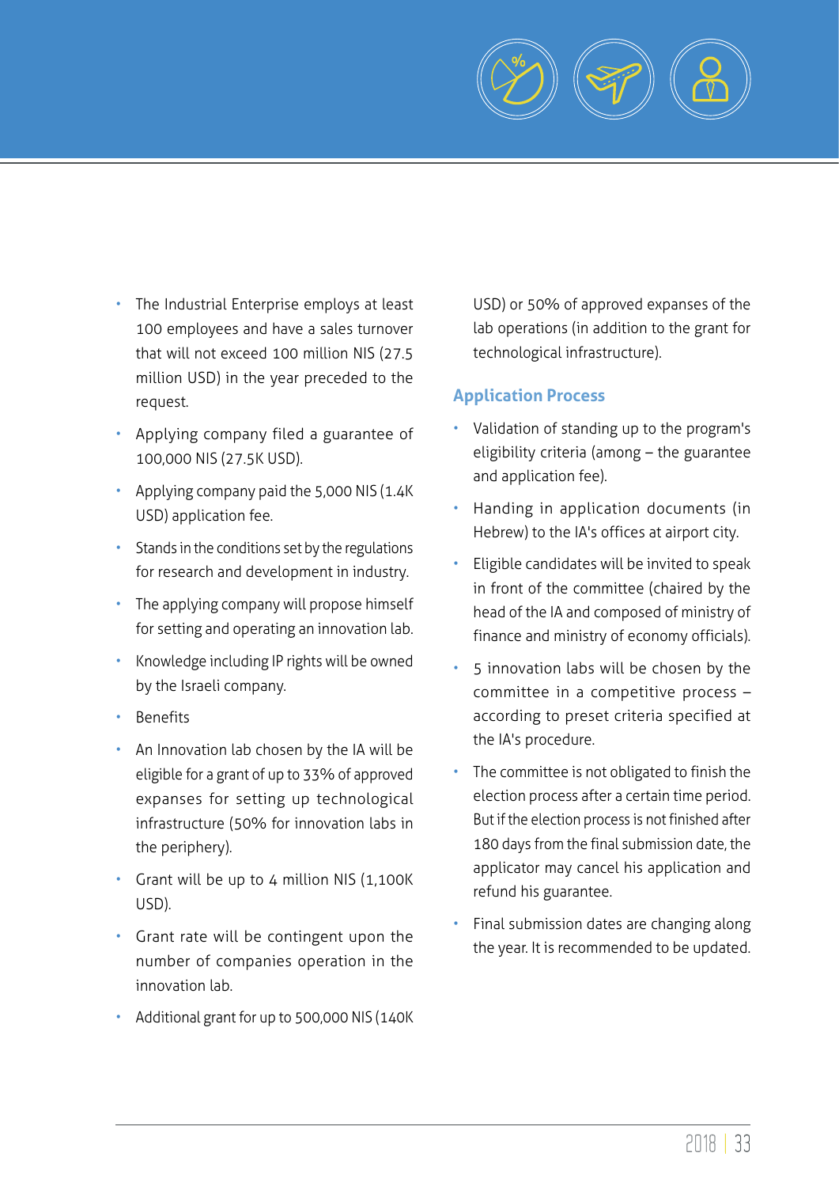- The Industrial Enterprise employs at least 100 employees and have a sales turnover that will not exceed 100 million NIS (27.5 million USD) in the year preceded to the request.
- Applying company filed a guarantee of 100,000 NIS (27.5K USD).
- Applying company paid the 5,000 NIS (1.4K USD) application fee.
- Stands in the conditions set by the regulations for research and development in industry.
- The applying company will propose himself for setting and operating an innovation lab.
- Knowledge including IP rights will be owned by the Israeli company.
- Benefits
- An Innovation lab chosen by the IA will be eligible for a grant of up to 33% of approved expanses for setting up technological infrastructure (50% for innovation labs in the periphery).
- Grant will be up to 4 million NIS (1,100K USD).
- Grant rate will be contingent upon the number of companies operation in the innovation lab.
- Additional grant for up to 500,000 NIS (140K USD) or 50% of approved expanses of the lab operations (in addition to the grant for technological infrastructure).

## Application Process

- Validation of standing up to the program's eligibility criteria (among – the guarantee and application fee).
- Handing in application documents (in Hebrew) to the IA's offices at airport city.
- Eligible candidates will be invited to speak in front of the committee (chaired by the head of the IA and composed of ministry of finance and ministry of economy officials).
- 5 innovation labs will be chosen by the committee in a competitive process – according to preset criteria specified at the IA's procedure.
- The committee is not obligated to finish the election process after a certain time period. But if the election process is not finished after 180 days from the final submission date, the applicator may cancel his application and refund his guarantee.
- Final submission dates are changing along the year. It is recommended to be updated.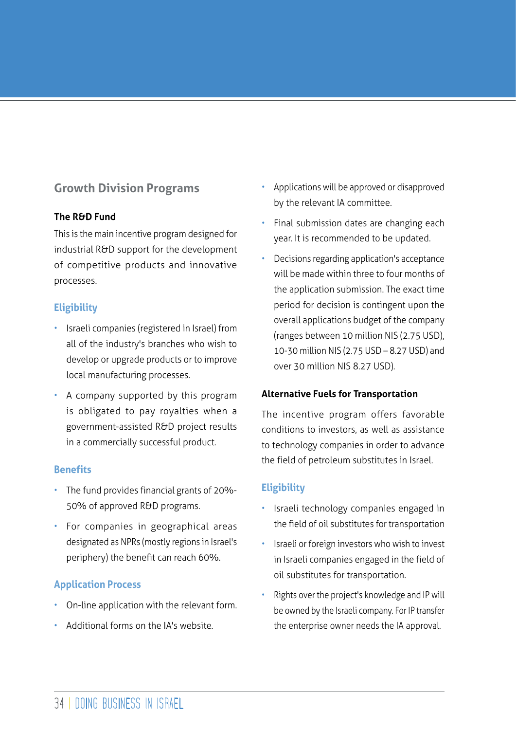## Growth Division Programs

### The R&D Fund

This is the main incentive program designed for industrial R&D support for the development of competitive products and innovative processes.

#### Eligibility

- Israeli companies (registered in Israel) from all of the industry's branches who wish to develop or upgrade products or to improve local manufacturing processes.
- A company supported by this program is obligated to pay royalties when a government-assisted R&D project results in a commercially successful product.

#### Benefits

- The fund provides financial grants of 20%-50% of approved R&D programs.
- For companies in geographical areas designated as NPRs (mostly regions in Israel's periphery) the benefit can reach 60%.

#### Application Process

- On-line application with the relevant form.
- Additional forms on the IA's website.
- Applications will be approved or disapproved by the relevant IA committee.
- Final submission dates are changing each year. It is recommended to be updated.
- Decisions regarding application's acceptance will be made within three to four months of the application submission. The exact time period for decision is contingent upon the overall applications budget of the company (ranges between 10 million NIS (2.75 USD), 10-30 million NIS (2.75 USD – 8.27 USD) and over 30 million NIS 8.27 USD).

### Alternative Fuels for Transportation

The incentive program offers favorable conditions to investors, as well as assistance to technology companies in order to advance the field of petroleum substitutes in Israel.

#### Eligibility

- Israeli technology companies engaged in the field of oil substitutes for transportation
- Israeli or foreign investors who wish to invest in Israeli companies engaged in the field of oil substitutes for transportation.
- Rights over the project's knowledge and IP will be owned by the Israeli company. For IP transfer the enterprise owner needs the IA approval.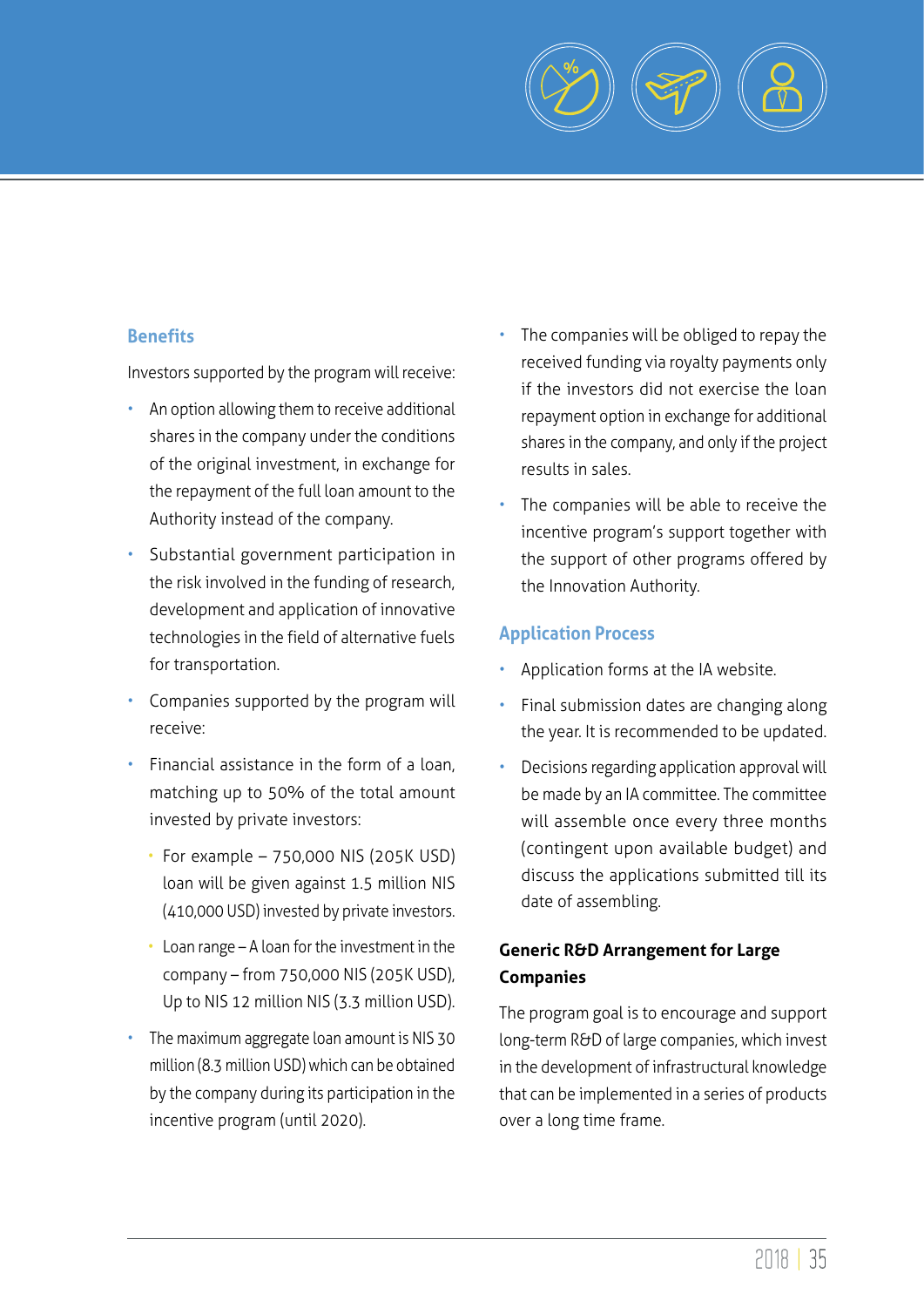### Benefits

Investors supported by the program will receive:

- An option allowing them to receive additional shares in the company under the conditions of the original investment, in exchange for the repayment of the full loan amount to the Authority instead of the company.
- Substantial government participation in the risk involved in the funding of research, development and application of innovative technologies in the field of alternative fuels for transportation.
- Companies supported by the program will receive:
- Financial assistance in the form of a loan, matching up to 50% of the total amount invested by private investors:
  - For example – 750,000 NIS (205K USD) loan will be given against 1.5 million NIS (410,000 USD) invested by private investors.
  - Loan range – A loan for the investment in the company – from 750,000 NIS (205K USD), Up to NIS 12 million NIS (3.3 million USD).
- The maximum aggregate loan amount is NIS 30 million (8.3 million USD) which can be obtained by the company during its participation in the incentive program (until 2020).
- The companies will be obliged to repay the received funding via royalty payments only if the investors did not exercise the loan repayment option in exchange for additional shares in the company, and only if the project results in sales.
- The companies will be able to receive the incentive program's support together with the support of other programs offered by the Innovation Authority.

### Application Process

- Application forms at the IA website.
- Final submission dates are changing along the year. It is recommended to be updated.
- Decisions regarding application approval will be made by an IA committee. The committee will assemble once every three months (contingent upon available budget) and discuss the applications submitted till its date of assembling.

### Generic R&D Arrangement for Large Companies

The program goal is to encourage and support long-term R&D of large companies, which invest in the development of infrastructural knowledge that can be implemented in a series of products over a long time frame.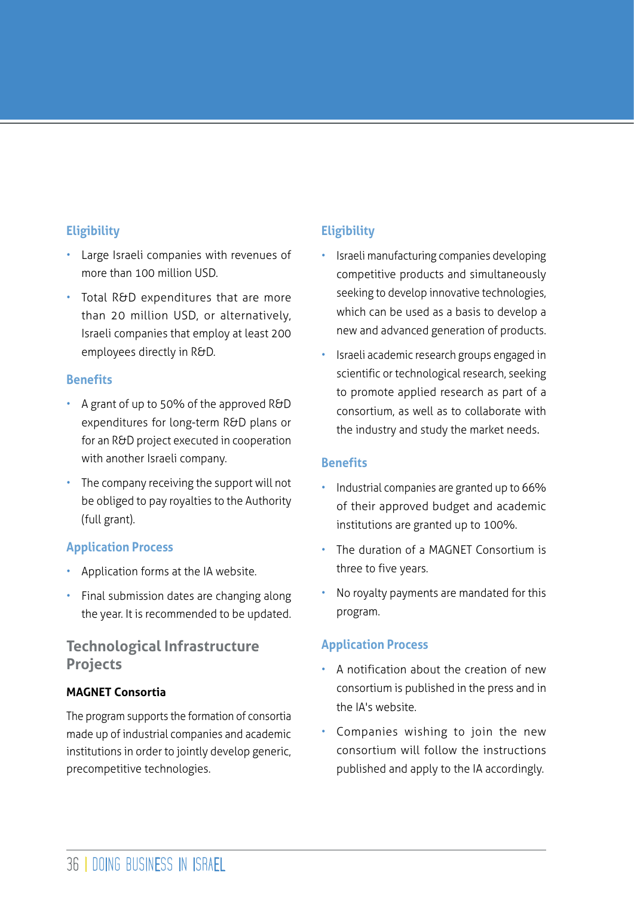### Eligibility

- Large Israeli companies with revenues of more than 100 million USD.
- Total R&D expenditures that are more than 20 million USD, or alternatively, Israeli companies that employ at least 200 employees directly in R&D.

### Benefits

- A grant of up to 50% of the approved R&D expenditures for long-term R&D plans or for an R&D project executed in cooperation with another Israeli company.
- The company receiving the support will not be obliged to pay royalties to the Authority (full grant).

### Application Process

- Application forms at the IA website.
- Final submission dates are changing along the year. It is recommended to be updated.

## Technological Infrastructure Projects

**MAGNET Consortia**

The program supports the formation of consortia made up of industrial companies and academic institutions in order to jointly develop generic, precompetitive technologies.

### Eligibility

- Israeli manufacturing companies developing competitive products and simultaneously seeking to develop innovative technologies, which can be used as a basis to develop a new and advanced generation of products.
- Israeli academic research groups engaged in scientific or technological research, seeking to promote applied research as part of a consortium, as well as to collaborate with the industry and study the market needs.

### Benefits

- Industrial companies are granted up to 66% of their approved budget and academic institutions are granted up to 100%.
- The duration of a MAGNET Consortium is three to five years.
- No royalty payments are mandated for this program.

### Application Process

- A notification about the creation of new consortium is published in the press and in the IA's website.
- Companies wishing to join the new consortium will follow the instructions published and apply to the IA accordingly.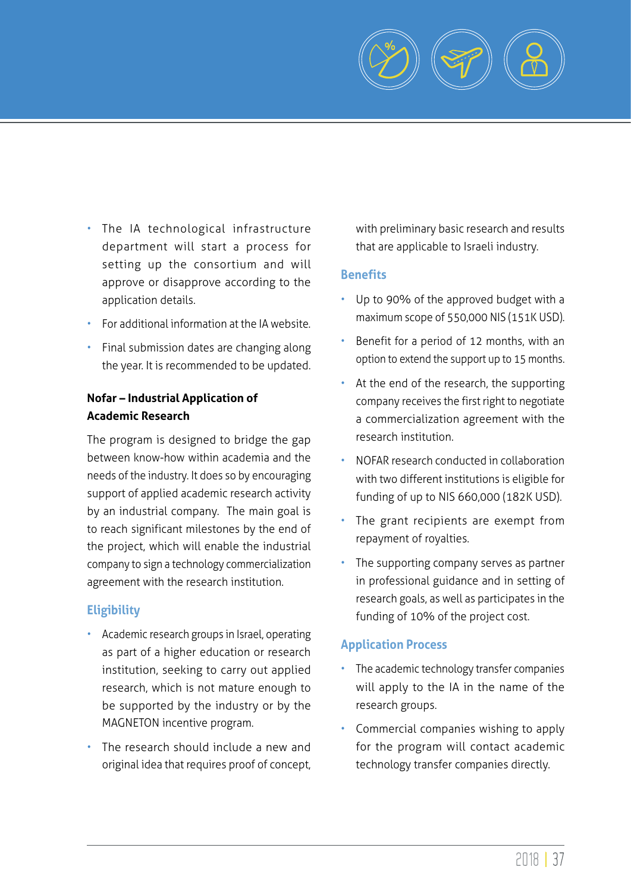- The IA technological infrastructure department will start a process for setting up the consortium and will approve or disapprove according to the application details.
- For additional information at the IA website.
- Final submission dates are changing along the year. It is recommended to be updated.

**Nofar – Industrial Application of Academic Research**

The program is designed to bridge the gap between know-how within academia and the needs of the industry. It does so by encouraging support of applied academic research activity by an industrial company. The main goal is to reach significant milestones by the end of the project, which will enable the industrial company to sign a technology commercialization agreement with the research institution.

### Eligibility

- Academic research groups in Israel, operating as part of a higher education or research institution, seeking to carry out applied research, which is not mature enough to be supported by the industry or by the MAGNETON incentive program.
- The research should include a new and original idea that requires proof of concept, with preliminary basic research and results that are applicable to Israeli industry.

### Benefits

- Up to 90% of the approved budget with a maximum scope of 550,000 NIS (151K USD).
- Benefit for a period of 12 months, with an option to extend the support up to 15 months.
- At the end of the research, the supporting company receives the first right to negotiate a commercialization agreement with the research institution.
- NOFAR research conducted in collaboration with two different institutions is eligible for funding of up to NIS 660,000 (182K USD).
- The grant recipients are exempt from repayment of royalties.
- The supporting company serves as partner in professional guidance and in setting of research goals, as well as participates in the funding of 10% of the project cost.

### Application Process

- The academic technology transfer companies will apply to the IA in the name of the research groups.
- Commercial companies wishing to apply for the program will contact academic technology transfer companies directly.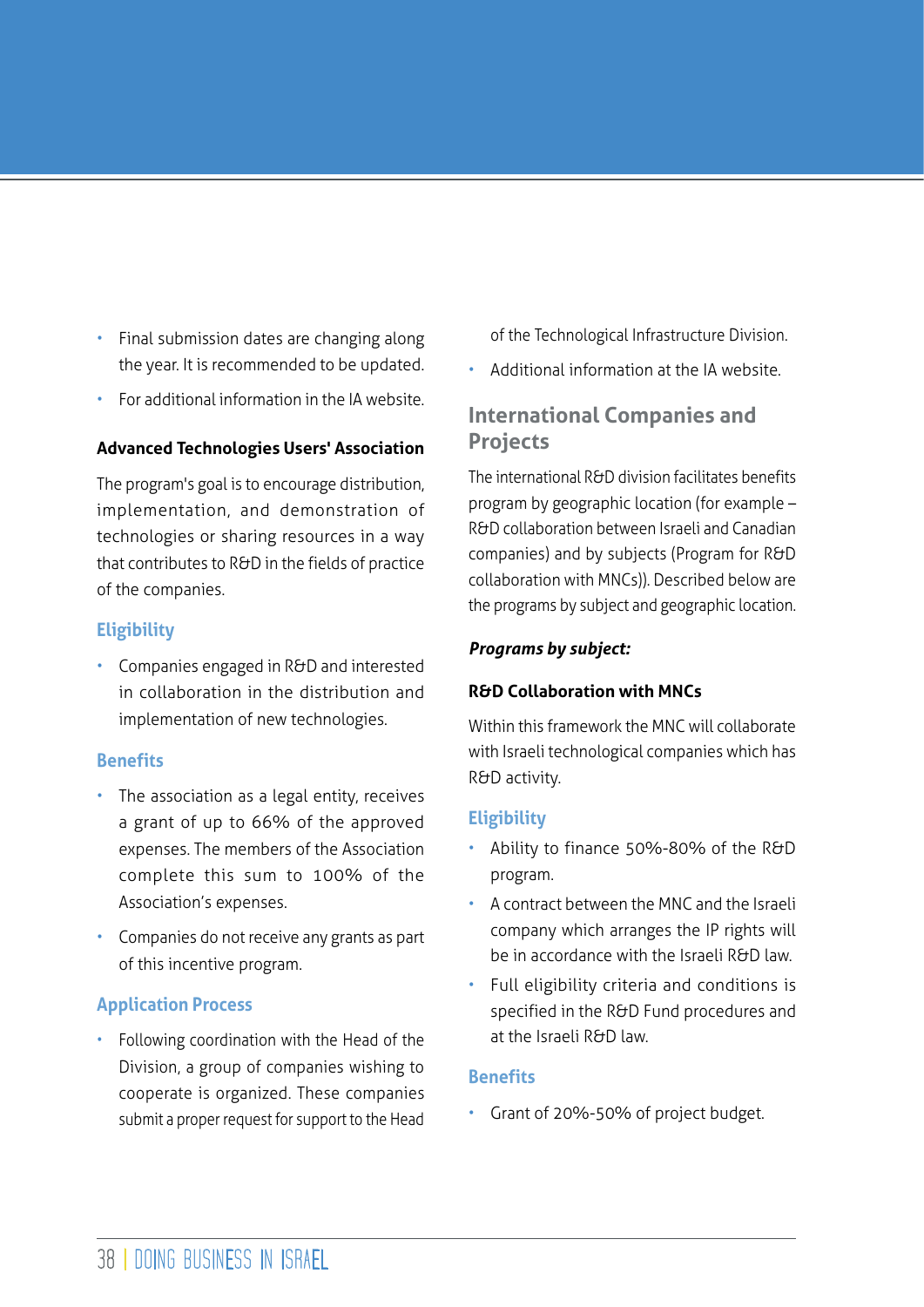- Final submission dates are changing along the year. It is recommended to be updated.
- For additional information in the IA website.

**Advanced Technologies Users' Association**

The program's goal is to encourage distribution, implementation, and demonstration of technologies or sharing resources in a way that contributes to R&D in the fields of practice of the companies.

### Eligibility

- Companies engaged in R&D and interested in collaboration in the distribution and implementation of new technologies.

### Benefits

- The association as a legal entity, receives a grant of up to 66% of the approved expenses. The members of the Association complete this sum to 100% of the Association's expenses.
- Companies do not receive any grants as part of this incentive program.

### Application Process

- Following coordination with the Head of the Division, a group of companies wishing to cooperate is organized. These companies submit a proper request for support to the Head of the Technological Infrastructure Division.
- Additional information at the IA website.

## International Companies and Projects

The international R&D division facilitates benefits program by geographic location (for example – R&D collaboration between Israeli and Canadian companies) and by subjects (Program for R&D collaboration with MNCs)). Described below are the programs by subject and geographic location.

***Programs by subject:***

**R&D Collaboration with MNCs**

Within this framework the MNC will collaborate with Israeli technological companies which has R&D activity.

### Eligibility

- Ability to finance 50%-80% of the R&D program.
- A contract between the MNC and the Israeli company which arranges the IP rights will be in accordance with the Israeli R&D law.
- Full eligibility criteria and conditions is specified in the R&D Fund procedures and at the Israeli R&D law.

### Benefits

- Grant of 20%-50% of project budget.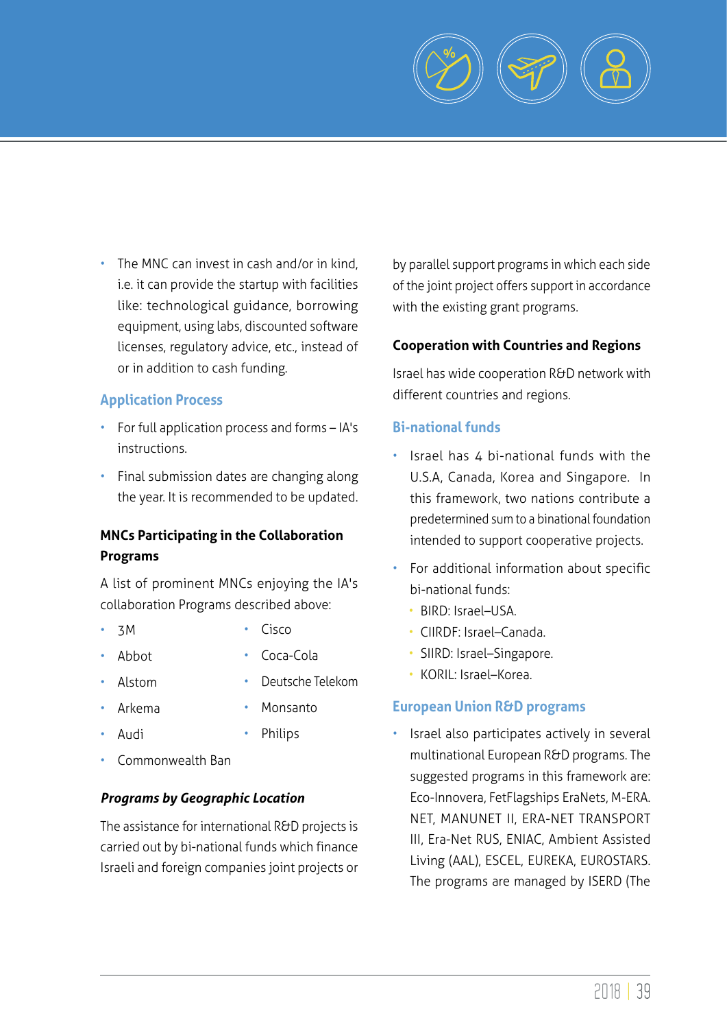- The MNC can invest in cash and/or in kind, i.e. it can provide the startup with facilities like: technological guidance, borrowing equipment, using labs, discounted software licenses, regulatory advice, etc., instead of or in addition to cash funding.

### Application Process

- For full application process and forms – IA's instructions.
- Final submission dates are changing along the year. It is recommended to be updated.

#### MNCs Participating in the Collaboration Programs

A list of prominent MNCs enjoying the IA's collaboration Programs described above:

- 3M
- Abbot
- Alstom
- Arkema
- Audi
- Commonwealth Ban
- Cisco
- Coca-Cola
- Deutsche Telekom
- Monsanto
- Philips

#### *Programs by Geographic Location*

The assistance for international R&D projects is carried out by bi-national funds which finance Israeli and foreign companies joint projects or by parallel support programs in which each side of the joint project offers support in accordance with the existing grant programs.

#### Cooperation with Countries and Regions

Israel has wide cooperation R&D network with different countries and regions.

### Bi-national funds

- Israel has 4 bi-national funds with the U.S.A, Canada, Korea and Singapore. In this framework, two nations contribute a predetermined sum to a binational foundation intended to support cooperative projects.
- For additional information about specific bi-national funds:
  - BIRD: Israel–USA.
  - CIIRDF: Israel–Canada.
  - SIIRD: Israel–Singapore.
  - KORIL: Israel–Korea.

### European Union R&D programs

- Israel also participates actively in several multinational European R&D programs. The suggested programs in this framework are: Eco-Innovera, FetFlagships EraNets, M-ERA. NET, MANUNET II, ERA-NET TRANSPORT III, Era-Net RUS, ENIAC, Ambient Assisted Living (AAL), ESCEL, EUREKA, EUROSTARS. The programs are managed by ISERD (The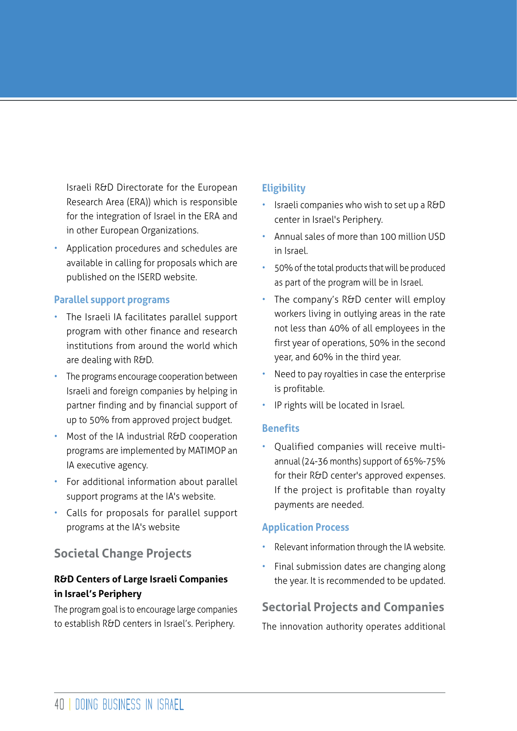Israeli R&D Directorate for the European Research Area (ERA)) which is responsible for the integration of Israel in the ERA and in other European Organizations.

- Application procedures and schedules are available in calling for proposals which are published on the ISERD website.

### Parallel support programs

- The Israeli IA facilitates parallel support program with other finance and research institutions from around the world which are dealing with R&D.
- The programs encourage cooperation between Israeli and foreign companies by helping in partner finding and by financial support of up to 50% from approved project budget.
- Most of the IA industrial R&D cooperation programs are implemented by MATIMOP an IA executive agency.
- For additional information about parallel support programs at the IA's website.
- Calls for proposals for parallel support programs at the IA's website

## Societal Change Projects

### R&D Centers of Large Israeli Companies in Israel's Periphery

The program goal is to encourage large companies to establish R&D centers in Israel's. Periphery.

### Eligibility

- Israeli companies who wish to set up a R&D center in Israel's Periphery.
- Annual sales of more than 100 million USD in Israel.
- 50% of the total products that will be produced as part of the program will be in Israel.
- The company's R&D center will employ workers living in outlying areas in the rate not less than 40% of all employees in the first year of operations, 50% in the second year, and 60% in the third year.
- Need to pay royalties in case the enterprise is profitable.
- IP rights will be located in Israel.

### Benefits

- Qualified companies will receive multi-annual (24-36 months) support of 65%-75% for their R&D center's approved expenses. If the project is profitable than royalty payments are needed.

### Application Process

- Relevant information through the IA website.
- Final submission dates are changing along the year. It is recommended to be updated.

## Sectorial Projects and Companies

The innovation authority operates additional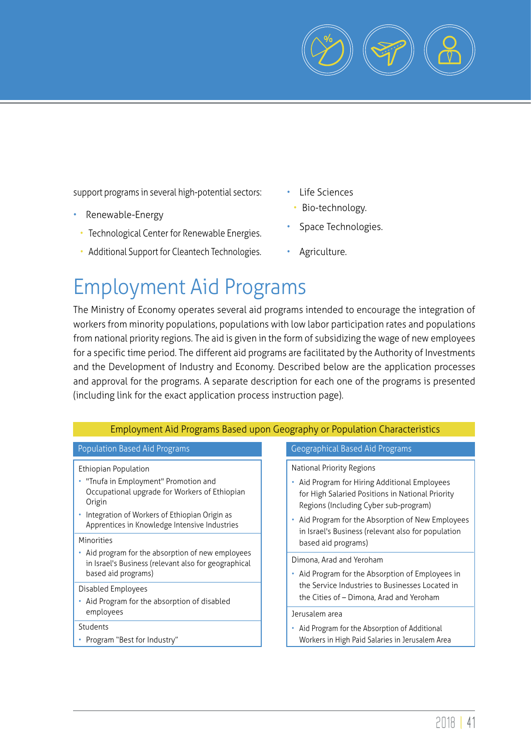support programs in several high-potential sectors:

- Renewable-Energy
  - Technological Center for Renewable Energies.
  - Additional Support for Cleantech Technologies.
- Life Sciences
  - Bio-technology.
- Space Technologies.
- Agriculture.

# Employment Aid Programs

The Ministry of Economy operates several aid programs intended to encourage the integration of workers from minority populations, populations with low labor participation rates and populations from national priority regions. The aid is given in the form of subsidizing the wage of new employees for a specific time period. The different aid programs are facilitated by the Authority of Investments and the Development of Industry and Economy. Described below are the application processes and approval for the programs. A separate description for each one of the programs is presented (including link for the exact application process instruction page).

**Employment Aid Programs Based upon Geography or Population Characteristics**

| Population Based Aid Programs | Geographical Based Aid Programs |
| --- | --- |
| **Ethiopian Population**<br>• "Tnufa in Employment" Promotion and Occupational upgrade for Workers of Ethiopian Origin<br>• Integration of Workers of Ethiopian Origin as Apprentices in Knowledge Intensive Industries | **National Priority Regions**<br>• Aid Program for Hiring Additional Employees for High Salaried Positions in National Priority Regions (Including Cyber sub-program)<br>• Aid Program for the Absorption of New Employees in Israel's Business (relevant also for population based aid programs) |
| **Minorities**<br>• Aid program for the absorption of new employees in Israel's Business (relevant also for geographical based aid programs) | **Dimona, Arad and Yeroham**<br>• Aid Program for the Absorption of Employees in the Service Industries to Businesses Located in the Cities of – Dimona, Arad and Yeroham |
| **Disabled Employees**<br>• Aid Program for the absorption of disabled employees | **Jerusalem area**<br>• Aid Program for the Absorption of Additional Workers in High Paid Salaries in Jerusalem Area |
| **Students**<br>• Program "Best for Industry" | |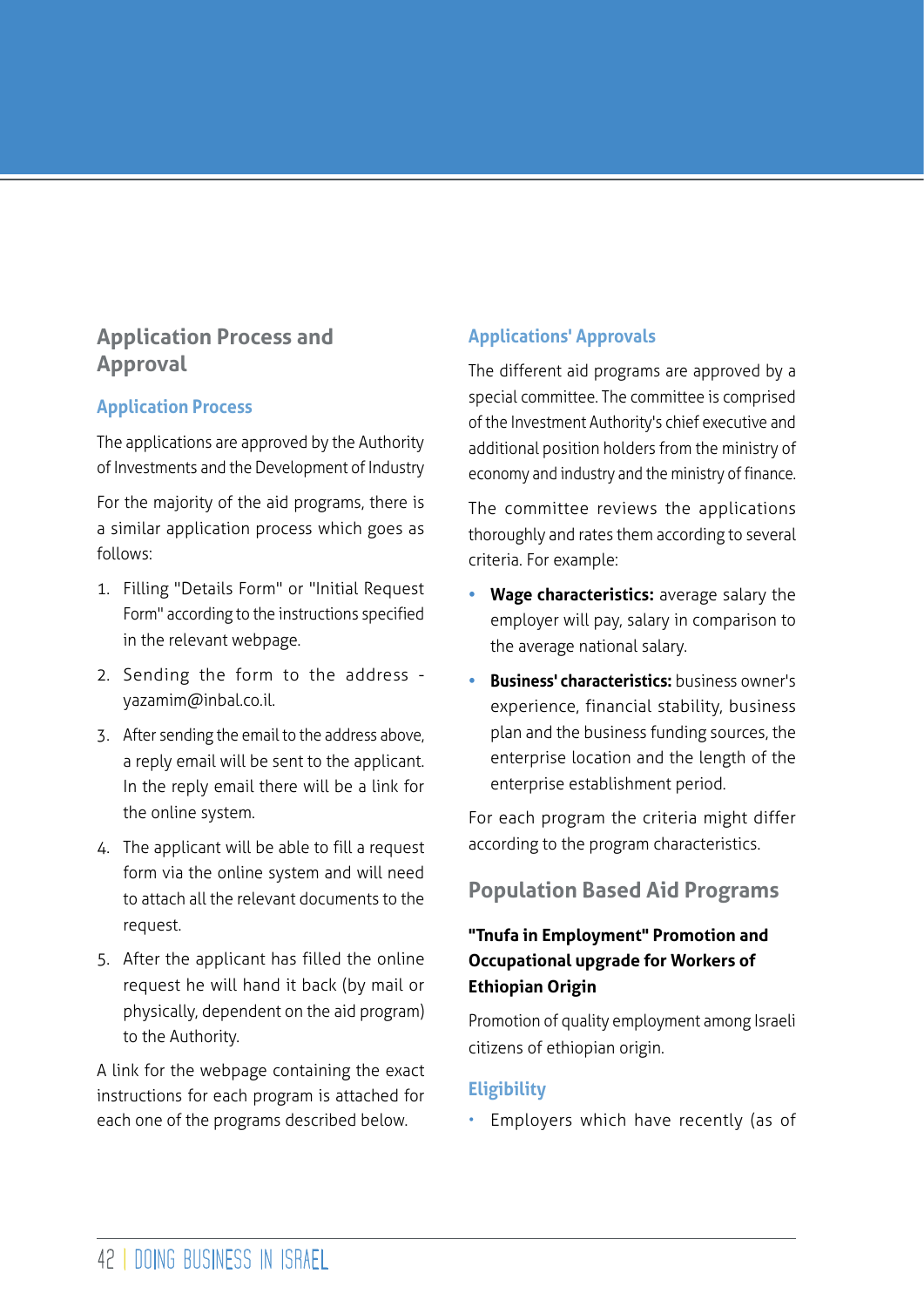## Application Process and Approval

### Application Process

The applications are approved by the Authority of Investments and the Development of Industry

For the majority of the aid programs, there is a similar application process which goes as follows:

1. Filling "Details Form" or "Initial Request Form" according to the instructions specified in the relevant webpage.
2. Sending the form to the address - yazamim@inbal.co.il.
3. After sending the email to the address above, a reply email will be sent to the applicant. In the reply email there will be a link for the online system.
4. The applicant will be able to fill a request form via the online system and will need to attach all the relevant documents to the request.
5. After the applicant has filled the online request he will hand it back (by mail or physically, dependent on the aid program) to the Authority.

A link for the webpage containing the exact instructions for each program is attached for each one of the programs described below.

### Applications' Approvals

The different aid programs are approved by a special committee. The committee is comprised of the Investment Authority's chief executive and additional position holders from the ministry of economy and industry and the ministry of finance.

The committee reviews the applications thoroughly and rates them according to several criteria. For example:

- **Wage characteristics:** average salary the employer will pay, salary in comparison to the average national salary.
- **Business' characteristics:** business owner's experience, financial stability, business plan and the business funding sources, the enterprise location and the length of the enterprise establishment period.

For each program the criteria might differ according to the program characteristics.

## Population Based Aid Programs

#### "Tnufa in Employment" Promotion and Occupational upgrade for Workers of Ethiopian Origin

Promotion of quality employment among Israeli citizens of ethiopian origin.

### Eligibility

- Employers which have recently (as of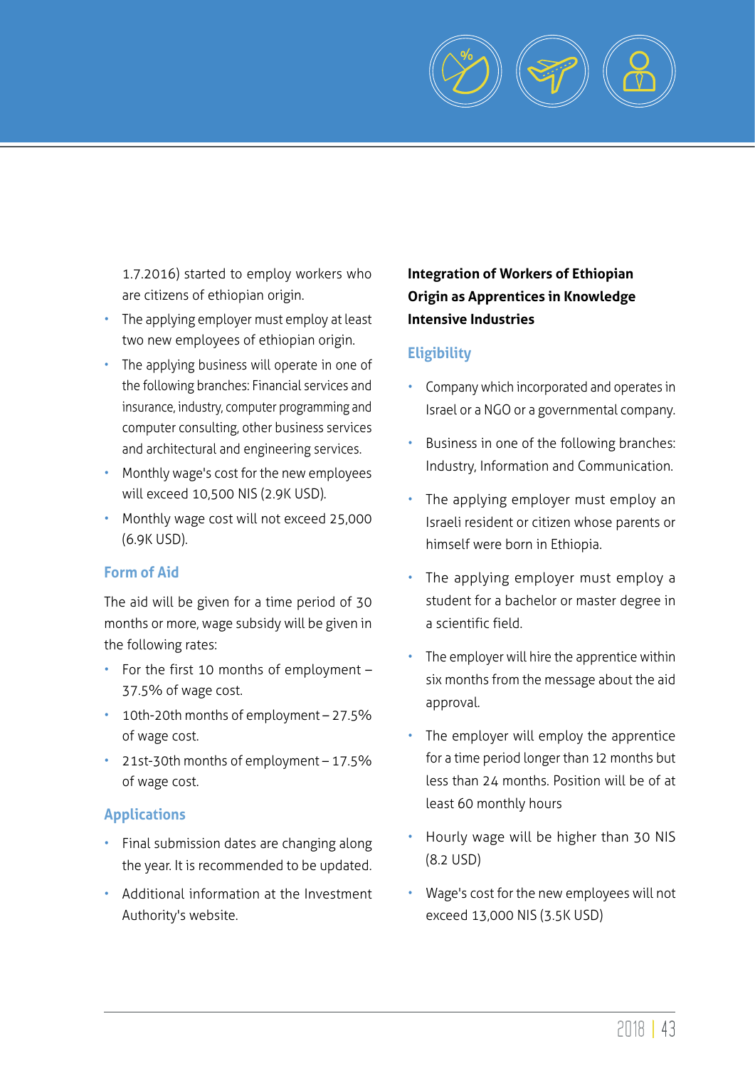1.7.2016) started to employ workers who are citizens of ethiopian origin.

- The applying employer must employ at least two new employees of ethiopian origin.
- The applying business will operate in one of the following branches: Financial services and insurance, industry, computer programming and computer consulting, other business services and architectural and engineering services.
- Monthly wage's cost for the new employees will exceed 10,500 NIS (2.9K USD).
- Monthly wage cost will not exceed 25,000 (6.9K USD).

### Form of Aid

The aid will be given for a time period of 30 months or more, wage subsidy will be given in the following rates:

- For the first 10 months of employment – 37.5% of wage cost.
- 10th-20th months of employment – 27.5% of wage cost.
- 21st-30th months of employment – 17.5% of wage cost.

### Applications

- Final submission dates are changing along the year. It is recommended to be updated.
- Additional information at the Investment Authority's website.

## Integration of Workers of Ethiopian Origin as Apprentices in Knowledge Intensive Industries

### Eligibility

- Company which incorporated and operates in Israel or a NGO or a governmental company.
- Business in one of the following branches: Industry, Information and Communication.
- The applying employer must employ an Israeli resident or citizen whose parents or himself were born in Ethiopia.
- The applying employer must employ a student for a bachelor or master degree in a scientific field.
- The employer will hire the apprentice within six months from the message about the aid approval.
- The employer will employ the apprentice for a time period longer than 12 months but less than 24 months. Position will be of at least 60 monthly hours
- Hourly wage will be higher than 30 NIS (8.2 USD)
- Wage's cost for the new employees will not exceed 13,000 NIS (3.5K USD)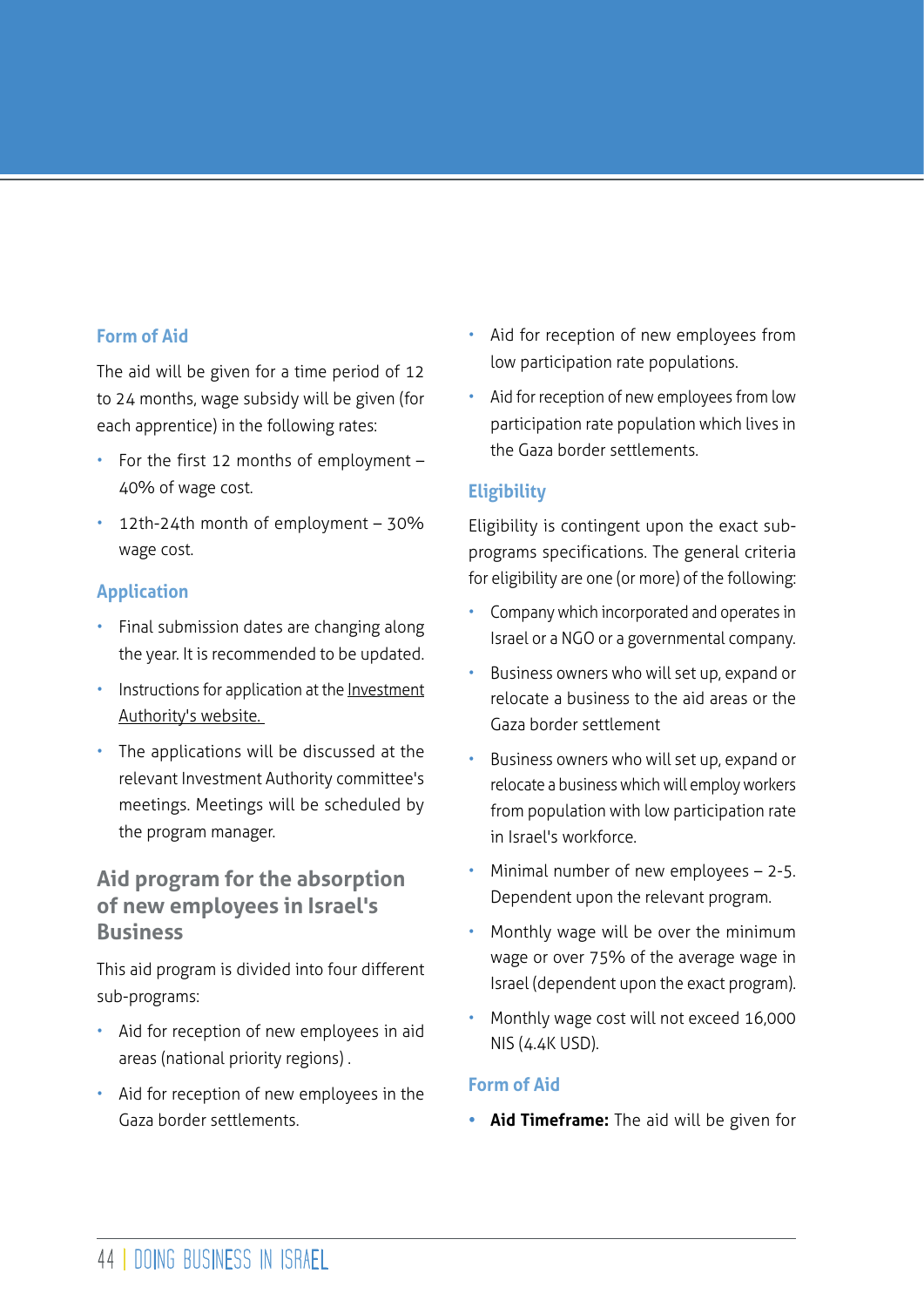### Form of Aid

The aid will be given for a time period of 12 to 24 months, wage subsidy will be given (for each apprentice) in the following rates:

- For the first 12 months of employment – 40% of wage cost.
- 12th-24th month of employment – 30% wage cost.

### Application

- Final submission dates are changing along the year. It is recommended to be updated.
- Instructions for application at the Investment Authority's website.
- The applications will be discussed at the relevant Investment Authority committee's meetings. Meetings will be scheduled by the program manager.

## Aid program for the absorption of new employees in Israel's Business

This aid program is divided into four different sub-programs:

- Aid for reception of new employees in aid areas (national priority regions) .
- Aid for reception of new employees in the Gaza border settlements.
- Aid for reception of new employees from low participation rate populations.
- Aid for reception of new employees from low participation rate population which lives in the Gaza border settlements.

### Eligibility

Eligibility is contingent upon the exact sub-programs specifications. The general criteria for eligibility are one (or more) of the following:

- Company which incorporated and operates in Israel or a NGO or a governmental company.
- Business owners who will set up, expand or relocate a business to the aid areas or the Gaza border settlement
- Business owners who will set up, expand or relocate a business which will employ workers from population with low participation rate in Israel's workforce.
- Minimal number of new employees – 2-5. Dependent upon the relevant program.
- Monthly wage will be over the minimum wage or over 75% of the average wage in Israel (dependent upon the exact program).
- Monthly wage cost will not exceed 16,000 NIS (4.4K USD).

### Form of Aid

- **Aid Timeframe:** The aid will be given for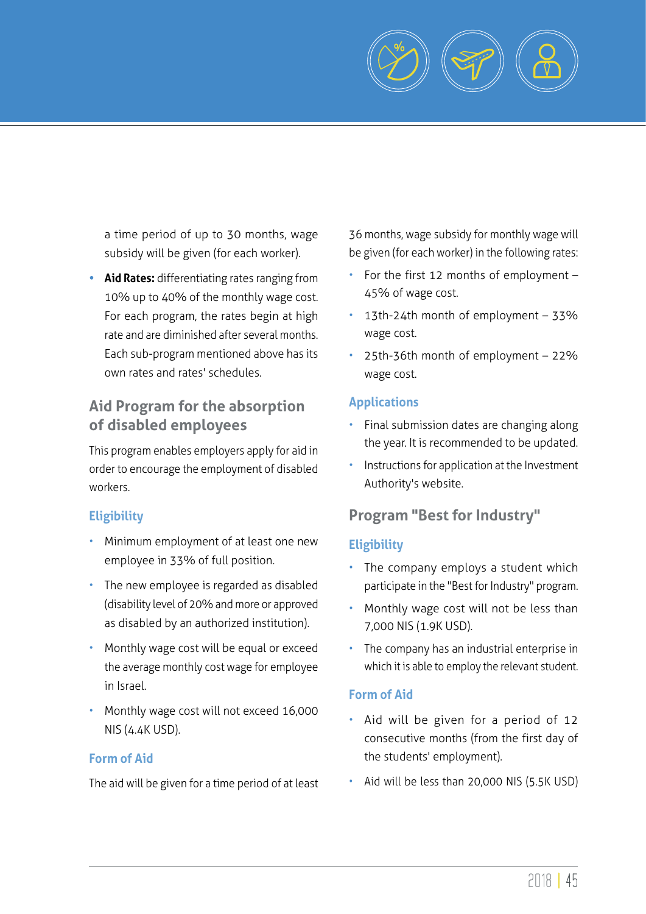a time period of up to 30 months, wage subsidy will be given (for each worker).

- **Aid Rates:** differentiating rates ranging from 10% up to 40% of the monthly wage cost. For each program, the rates begin at high rate and are diminished after several months. Each sub-program mentioned above has its own rates and rates' schedules.

## Aid Program for the absorption of disabled employees

This program enables employers apply for aid in order to encourage the employment of disabled workers.

### Eligibility

- Minimum employment of at least one new employee in 33% of full position.
- The new employee is regarded as disabled (disability level of 20% and more or approved as disabled by an authorized institution).
- Monthly wage cost will be equal or exceed the average monthly cost wage for employee in Israel.
- Monthly wage cost will not exceed 16,000 NIS (4.4K USD).

### Form of Aid

The aid will be given for a time period of at least 36 months, wage subsidy for monthly wage will be given (for each worker) in the following rates:

- For the first 12 months of employment – 45% of wage cost.
- 13th-24th month of employment – 33% wage cost.
- 25th-36th month of employment – 22% wage cost.

### Applications

- Final submission dates are changing along the year. It is recommended to be updated.
- Instructions for application at the Investment Authority's website.

## Program "Best for Industry"

### Eligibility

- The company employs a student which participate in the "Best for Industry" program.
- Monthly wage cost will not be less than 7,000 NIS (1.9K USD).
- The company has an industrial enterprise in which it is able to employ the relevant student.

### Form of Aid

- Aid will be given for a period of 12 consecutive months (from the first day of the students' employment).
- Aid will be less than 20,000 NIS (5.5K USD)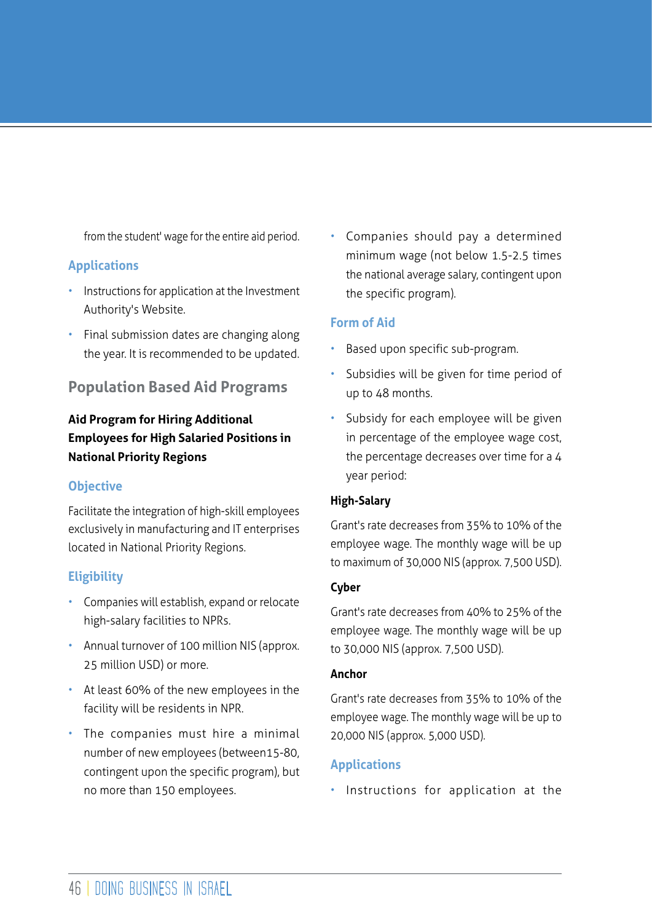from the student' wage for the entire aid period.

### Applications

- Instructions for application at the Investment Authority's Website.
- Final submission dates are changing along the year. It is recommended to be updated.

## Population Based Aid Programs

**Aid Program for Hiring Additional Employees for High Salaried Positions in National Priority Regions**

### Objective

Facilitate the integration of high-skill employees exclusively in manufacturing and IT enterprises located in National Priority Regions.

### Eligibility

- Companies will establish, expand or relocate high-salary facilities to NPRs.
- Annual turnover of 100 million NIS (approx. 25 million USD) or more.
- At least 60% of the new employees in the facility will be residents in NPR.
- The companies must hire a minimal number of new employees (between15-80, contingent upon the specific program), but no more than 150 employees.
- Companies should pay a determined minimum wage (not below 1.5-2.5 times the national average salary, contingent upon the specific program).

### Form of Aid

- Based upon specific sub-program.
- Subsidies will be given for time period of up to 48 months.
- Subsidy for each employee will be given in percentage of the employee wage cost, the percentage decreases over time for a 4 year period:

**High-Salary**

Grant's rate decreases from 35% to 10% of the employee wage. The monthly wage will be up to maximum of 30,000 NIS (approx. 7,500 USD).

**Cyber**

Grant's rate decreases from 40% to 25% of the employee wage. The monthly wage will be up to 30,000 NIS (approx. 7,500 USD).

**Anchor**

Grant's rate decreases from 35% to 10% of the employee wage. The monthly wage will be up to 20,000 NIS (approx. 5,000 USD).

### Applications

- Instructions for application at the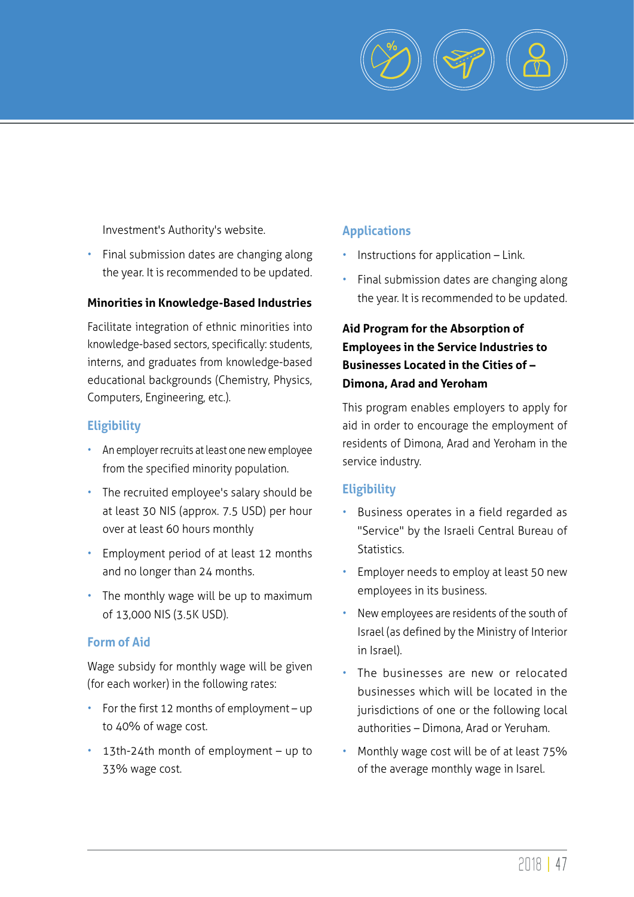Investment's Authority's website.

- Final submission dates are changing along the year. It is recommended to be updated.

**Minorities in Knowledge-Based Industries**

Facilitate integration of ethnic minorities into knowledge-based sectors, specifically: students, interns, and graduates from knowledge-based educational backgrounds (Chemistry, Physics, Computers, Engineering, etc.).

### Eligibility

- An employer recruits at least one new employee from the specified minority population.
- The recruited employee's salary should be at least 30 NIS (approx. 7.5 USD) per hour over at least 60 hours monthly
- Employment period of at least 12 months and no longer than 24 months.
- The monthly wage will be up to maximum of 13,000 NIS (3.5K USD).

### Form of Aid

Wage subsidy for monthly wage will be given (for each worker) in the following rates:

- For the first 12 months of employment – up to 40% of wage cost.
- 13th-24th month of employment – up to 33% wage cost.

### Applications

- Instructions for application – Link.
- Final submission dates are changing along the year. It is recommended to be updated.

**Aid Program for the Absorption of Employees in the Service Industries to Businesses Located in the Cities of – Dimona, Arad and Yeroham**

This program enables employers to apply for aid in order to encourage the employment of residents of Dimona, Arad and Yeroham in the service industry.

### Eligibility

- Business operates in a field regarded as "Service" by the Israeli Central Bureau of Statistics.
- Employer needs to employ at least 50 new employees in its business.
- New employees are residents of the south of Israel (as defined by the Ministry of Interior in Israel).
- The businesses are new or relocated businesses which will be located in the jurisdictions of one or the following local authorities – Dimona, Arad or Yeruham.
- Monthly wage cost will be of at least 75% of the average monthly wage in Isarel.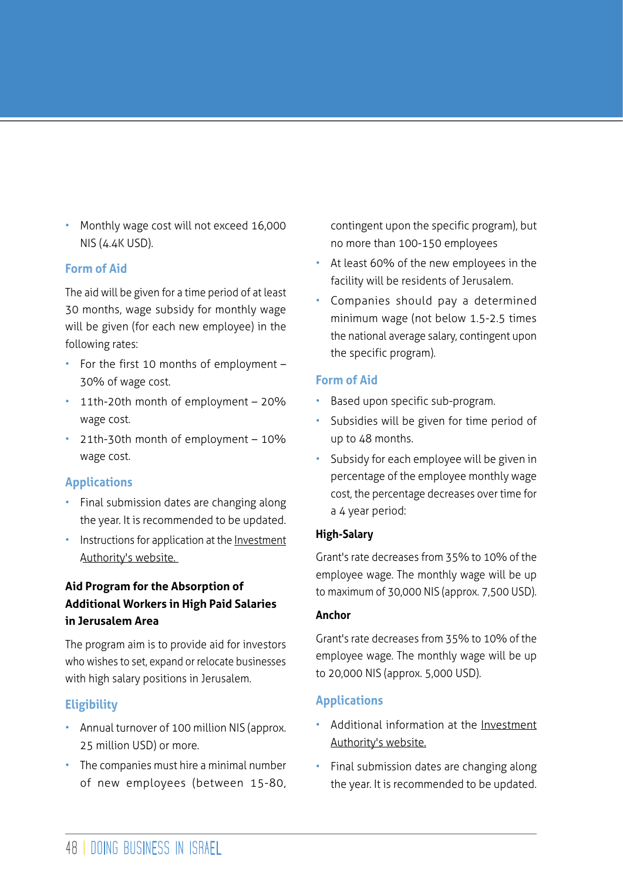- Monthly wage cost will not exceed 16,000 NIS (4.4K USD).

### Form of Aid

The aid will be given for a time period of at least 30 months, wage subsidy for monthly wage will be given (for each new employee) in the following rates:

- For the first 10 months of employment – 30% of wage cost.
- 11th-20th month of employment – 20% wage cost.
- 21th-30th month of employment – 10% wage cost.

### Applications

- Final submission dates are changing along the year. It is recommended to be updated.
- Instructions for application at the Investment Authority's website.

## Aid Program for the Absorption of Additional Workers in High Paid Salaries in Jerusalem Area

The program aim is to provide aid for investors who wishes to set, expand or relocate businesses with high salary positions in Jerusalem.

### Eligibility

- Annual turnover of 100 million NIS (approx. 25 million USD) or more.
- The companies must hire a minimal number of new employees (between 15-80, contingent upon the specific program), but no more than 100-150 employees
- At least 60% of the new employees in the facility will be residents of Jerusalem.
- Companies should pay a determined minimum wage (not below 1.5-2.5 times the national average salary, contingent upon the specific program).

### Form of Aid

- Based upon specific sub-program.
- Subsidies will be given for time period of up to 48 months.
- Subsidy for each employee will be given in percentage of the employee monthly wage cost, the percentage decreases over time for a 4 year period:

**High-Salary**

Grant's rate decreases from 35% to 10% of the employee wage. The monthly wage will be up to maximum of 30,000 NIS (approx. 7,500 USD).

**Anchor**

Grant's rate decreases from 35% to 10% of the employee wage. The monthly wage will be up to 20,000 NIS (approx. 5,000 USD).

### Applications

- Additional information at the Investment Authority's website.
- Final submission dates are changing along the year. It is recommended to be updated.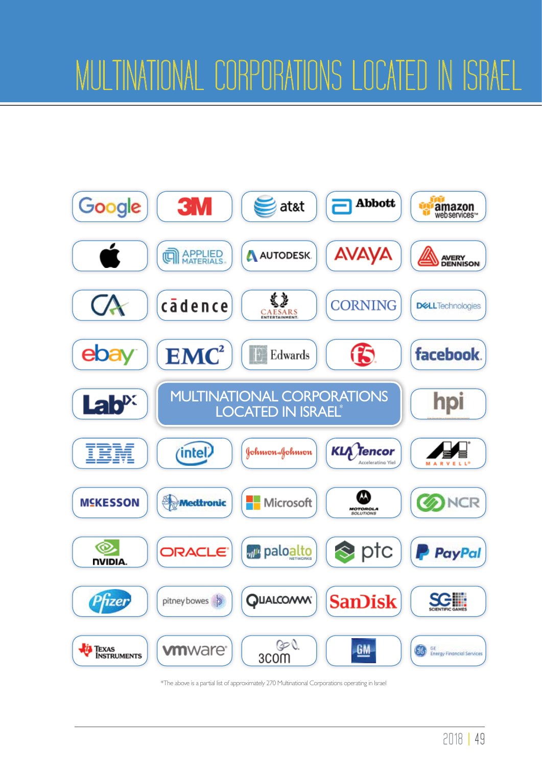# MULTINATIONAL CORPORATIONS LOCATED IN ISRAEL

## MULTINATIONAL CORPORATIONS LOCATED IN ISRAEL*

- Google
- 3M
- at&t
- Abbott
- amazon web services
- Apple
- Applied Materials
- Autodesk
- Avaya
- Avery Dennison
- CA
- cadence
- Caesars Entertainment
- Corning
- Dell Technologies
- ebay
- EMC²
- Edwards
- f5
- facebook
- LabDx
- hpi
- IBM
- intel
- Johnson & Johnson
- KLA Tencor
- Marvell
- McKesson
- Medtronic
- Microsoft
- Motorola Solutions
- NCR
- NVIDIA
- Oracle
- paloalto networks
- ptc
- PayPal
- Pfizer
- pitney bowes
- Qualcomm
- SanDisk
- SG Scientific Games
- Texas Instruments
- vmware
- 3com
- GM
- GE Energy Financial Services

*The above is a partial list of approximately 270 Multinational Corporations operating in Israel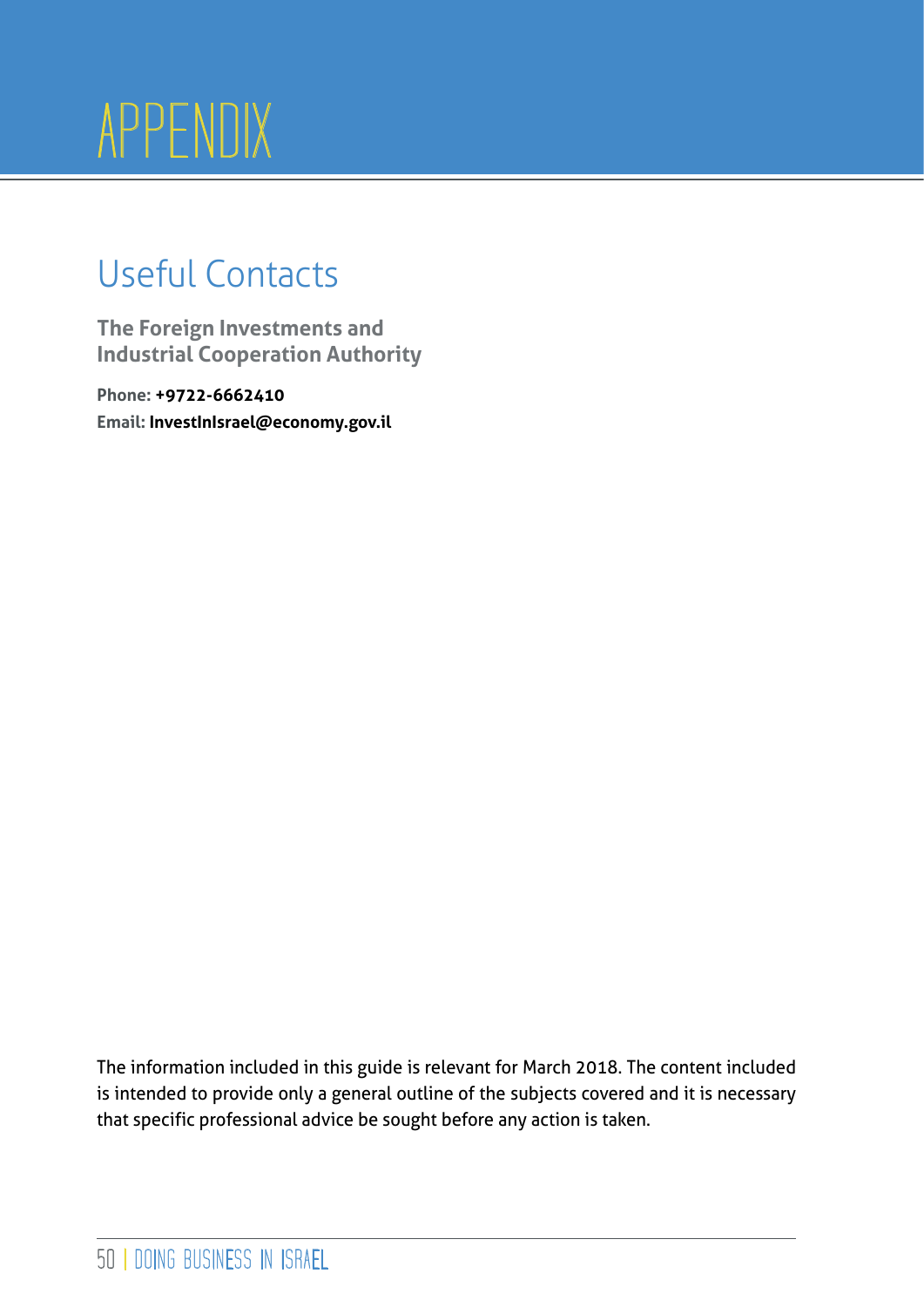# APPENDIX

## Useful Contacts

### The Foreign Investments and Industrial Cooperation Authority

**Phone: +9722-6662410**
**Email: InvestInIsrael@economy.gov.il**

The information included in this guide is relevant for March 2018. The content included is intended to provide only a general outline of the subjects covered and it is necessary that specific professional advice be sought before any action is taken.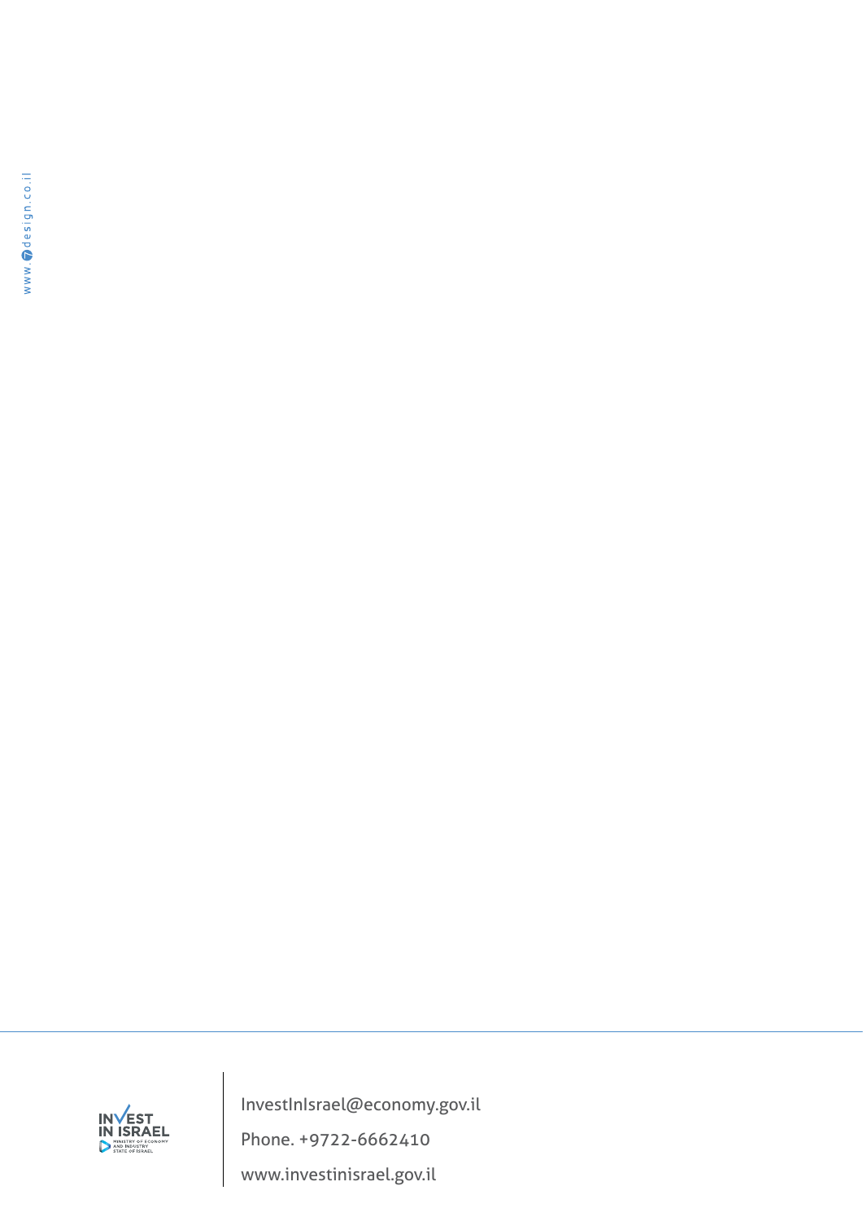www.7design.co.il

INVEST IN ISRAEL
MINISTRY OF ECONOMY AND INDUSTRY
STATE OF ISRAEL

InvestInIsrael@economy.gov.il

Phone. +9722-6662410

www.investinisrael.gov.il